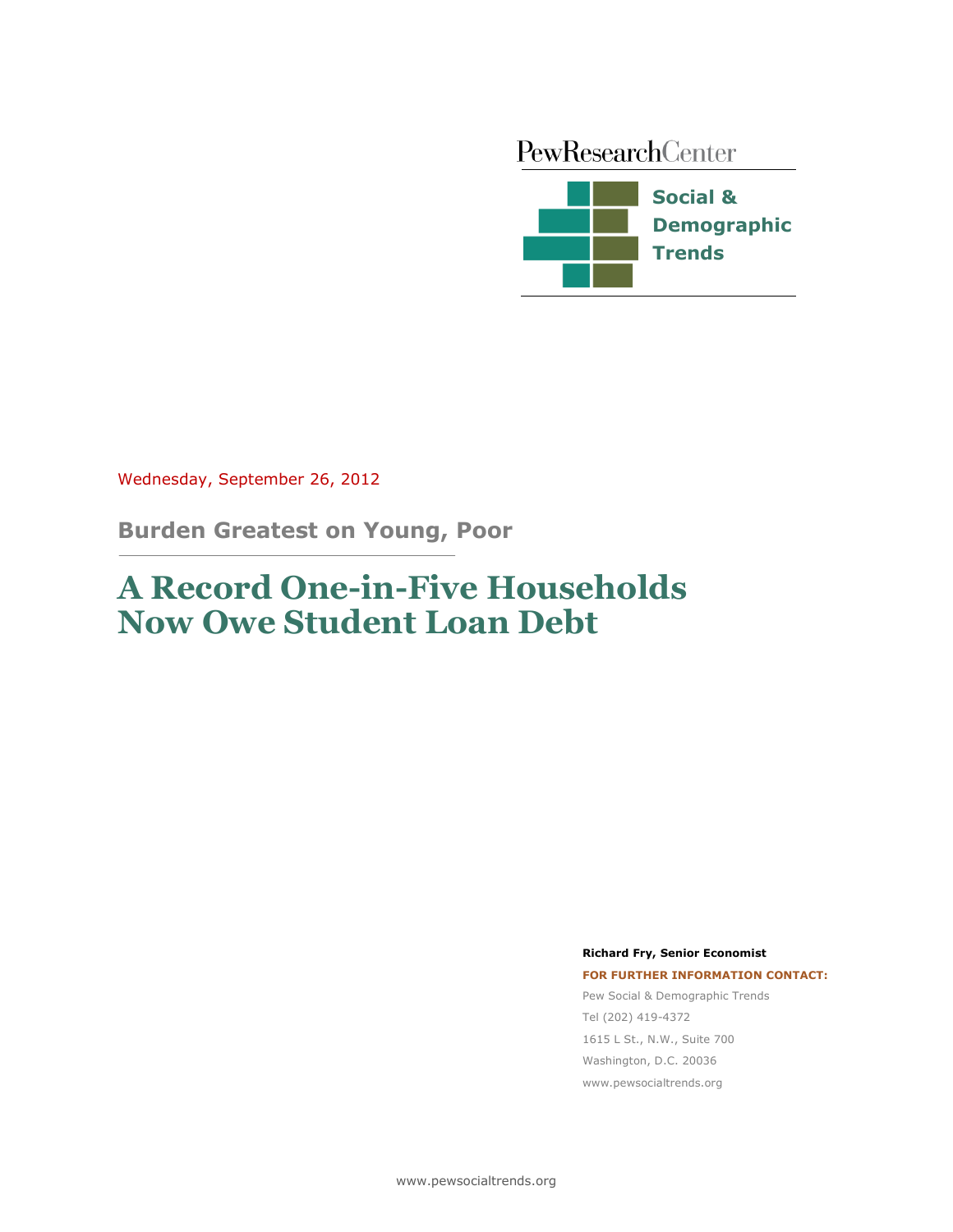PewResearchCenter

**Social & Demographic Trends**

Wednesday, September 26, 2012

## Burden Greatest on Young, Poor

# A Record One-in-Five Households Now Owe Student Loan Debt

**Richard Fry, Senior Economist**

**FOR FURTHER INFORMATION CONTACT:**

Pew Social & Demographic Trends

Tel (202) 419-4372

1615 L St., N.W., Suite 700

Washington, D.C. 20036

www.pewsocialtrends.org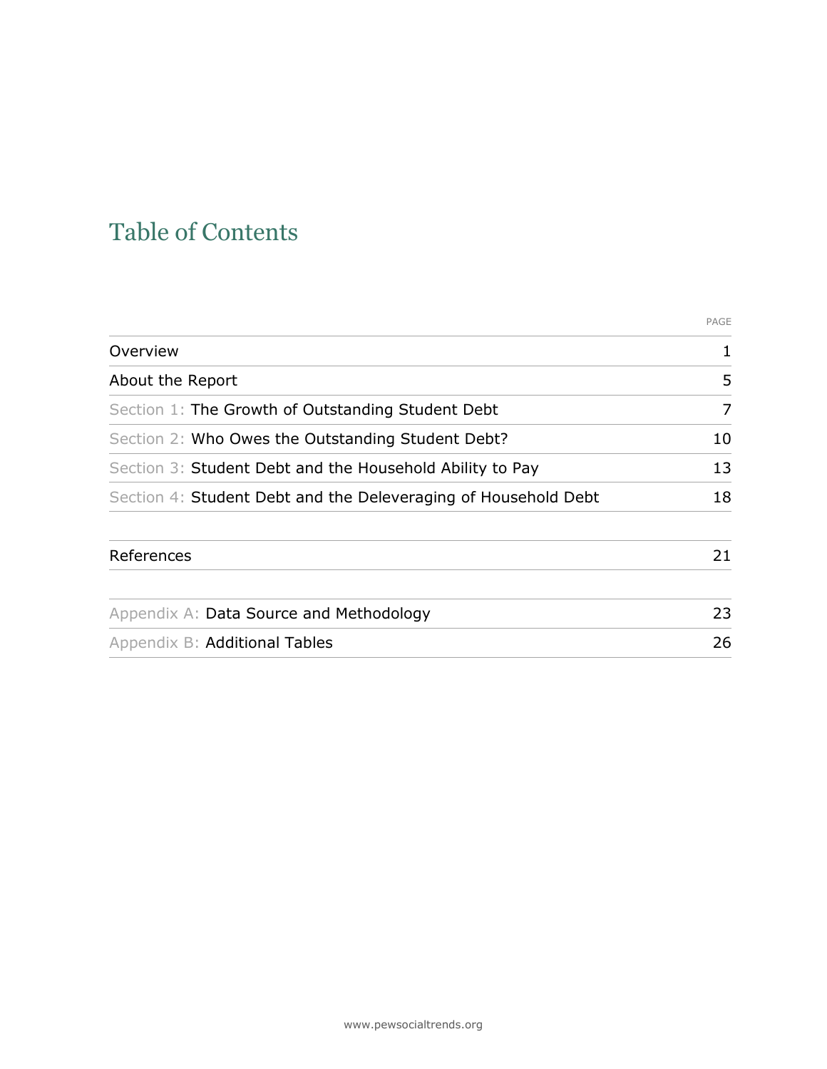# Table of Contents

| | PAGE |
|---|---|
| Overview | 1 |
| About the Report | 5 |
| Section 1: The Growth of Outstanding Student Debt | 7 |
| Section 2: Who Owes the Outstanding Student Debt? | 10 |
| Section 3: Student Debt and the Household Ability to Pay | 13 |
| Section 4: Student Debt and the Deleveraging of Household Debt | 18 |
| References | 21 |
| Appendix A: Data Source and Methodology | 23 |
| Appendix B: Additional Tables | 26 |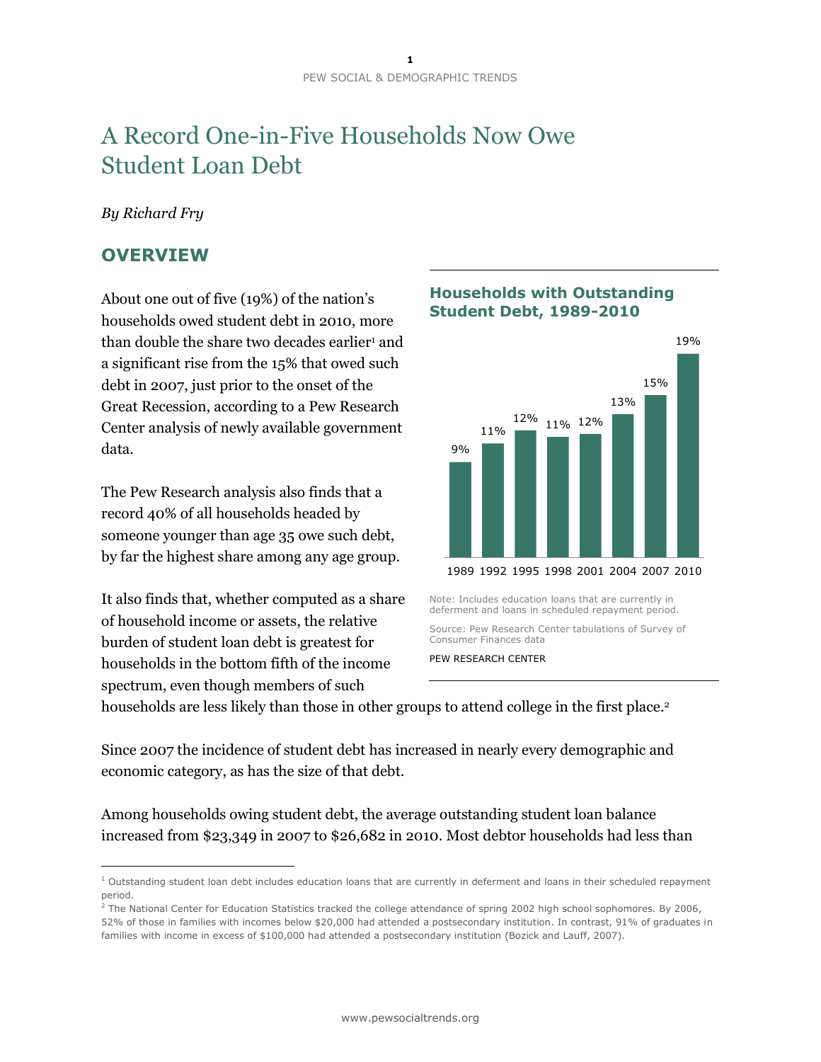# A Record One-in-Five Households Now Owe Student Loan Debt

*By Richard Fry*

## OVERVIEW

About one out of five (19%) of the nation's households owed student debt in 2010, more than double the share two decades earlier[1] and a significant rise from the 15% that owed such debt in 2007, just prior to the onset of the Great Recession, according to a Pew Research Center analysis of newly available government data.

The Pew Research analysis also finds that a record 40% of all households headed by someone younger than age 35 owe such debt, by far the highest share among any age group.

It also finds that, whether computed as a share of household income or assets, the relative burden of student loan debt is greatest for households in the bottom fifth of the income spectrum, even though members of such households are less likely than those in other groups to attend college in the first place.[2]

### Households with Outstanding Student Debt, 1989-2010

| Year | Share |
|---|---|
| 1989 | 9% |
| 1992 | 11% |
| 1995 | 12% |
| 1998 | 11% |
| 2001 | 12% |
| 2004 | 13% |
| 2007 | 15% |
| 2010 | 19% |

Note: Includes education loans that are currently in deferment and loans in scheduled repayment period.

Source: Pew Research Center tabulations of Survey of Consumer Finances data

PEW RESEARCH CENTER

Since 2007 the incidence of student debt has increased in nearly every demographic and economic category, as has the size of that debt.

Among households owing student debt, the average outstanding student loan balance increased from $23,349 in 2007 to $26,682 in 2010. Most debtor households had less than

---

[1] Outstanding student loan debt includes education loans that are currently in deferment and loans in their scheduled repayment period.

[2] The National Center for Education Statistics tracked the college attendance of spring 2002 high school sophomores. By 2006, 52% of those in families with incomes below $20,000 had attended a postsecondary institution. In contrast, 91% of graduates in families with income in excess of $100,000 had attended a postsecondary institution (Bozick and Lauff, 2007).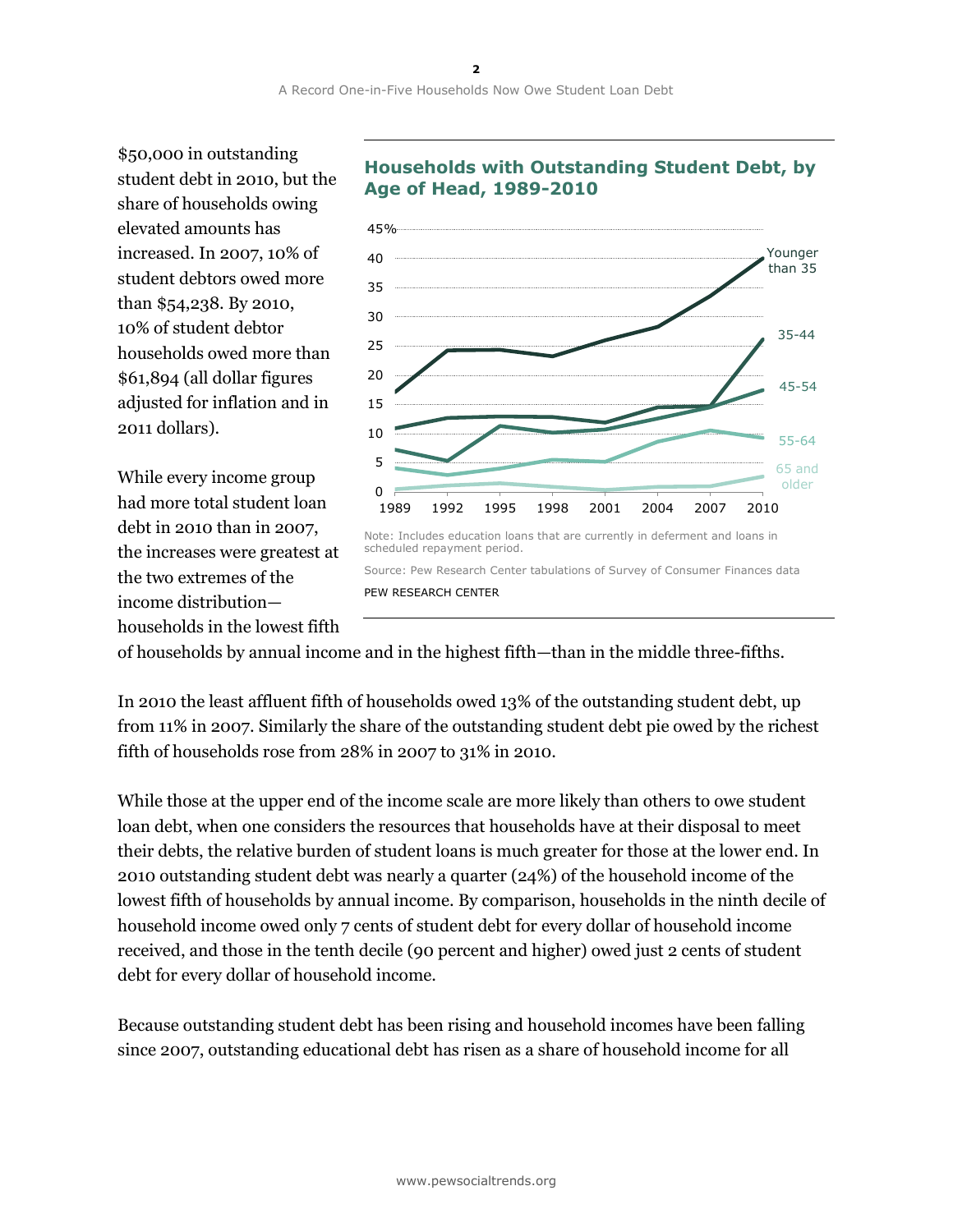$50,000 in outstanding student debt in 2010, but the share of households owing elevated amounts has increased. In 2007, 10% of student debtors owed more than $54,238. By 2010, 10% of student debtor households owed more than $61,894 (all dollar figures adjusted for inflation and in 2011 dollars).

**Households with Outstanding Student Debt, by Age of Head, 1989-2010**

Note: Includes education loans that are currently in deferment and loans in scheduled repayment period.

Source: Pew Research Center tabulations of Survey of Consumer Finances data

PEW RESEARCH CENTER

While every income group had more total student loan debt in 2010 than in 2007, the increases were greatest at the two extremes of the income distribution—households in the lowest fifth of households by annual income and in the highest fifth—than in the middle three-fifths.

In 2010 the least affluent fifth of households owed 13% of the outstanding student debt, up from 11% in 2007. Similarly the share of the outstanding student debt pie owed by the richest fifth of households rose from 28% in 2007 to 31% in 2010.

While those at the upper end of the income scale are more likely than others to owe student loan debt, when one considers the resources that households have at their disposal to meet their debts, the relative burden of student loans is much greater for those at the lower end. In 2010 outstanding student debt was nearly a quarter (24%) of the household income of the lowest fifth of households by annual income. By comparison, households in the ninth decile of household income owed only 7 cents of student debt for every dollar of household income received, and those in the tenth decile (90 percent and higher) owed just 2 cents of student debt for every dollar of household income.

Because outstanding student debt has been rising and household incomes have been falling since 2007, outstanding educational debt has risen as a share of household income for all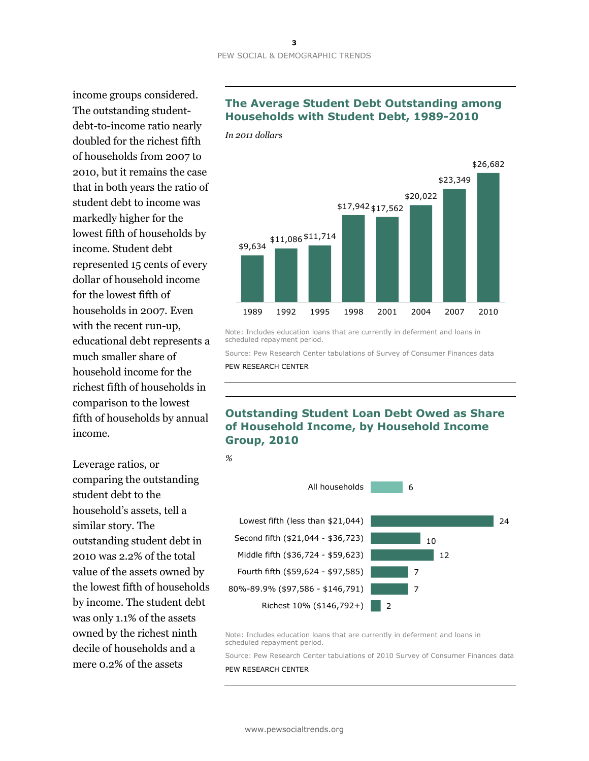income groups considered. The outstanding student-debt-to-income ratio nearly doubled for the richest fifth of households from 2007 to 2010, but it remains the case that in both years the ratio of student debt to income was markedly higher for the lowest fifth of households by income. Student debt represented 15 cents of every dollar of household income for the lowest fifth of households in 2007. Even with the recent run-up, educational debt represents a much smaller share of household income for the richest fifth of households in comparison to the lowest fifth of households by annual income.

Leverage ratios, or comparing the outstanding student debt to the household's assets, tell a similar story. The outstanding student debt in 2010 was 2.2% of the total value of the assets owned by the lowest fifth of households by income. The student debt was only 1.1% of the assets owned by the richest ninth decile of households and a mere 0.2% of the assets

### The Average Student Debt Outstanding among Households with Student Debt, 1989-2010

*In 2011 dollars*

| Year | Average student debt |
|---|---|
| 1989 | $9,634 |
| 1992 | $11,086 |
| 1995 | $11,714 |
| 1998 | $17,942 |
| 2001 | $17,562 |
| 2004 | $20,022 |
| 2007 | $23,349 |
| 2010 | $26,682 |

Note: Includes education loans that are currently in deferment and loans in scheduled repayment period.

Source: Pew Research Center tabulations of Survey of Consumer Finances data

PEW RESEARCH CENTER

### Outstanding Student Loan Debt Owed as Share of Household Income, by Household Income Group, 2010

*%*

| Household income group | % |
|---|---|
| All households | 6 |
| Lowest fifth (less than $21,044) | 24 |
| Second fifth ($21,044 - $36,723) | 10 |
| Middle fifth ($36,724 - $59,623) | 12 |
| Fourth fifth ($59,624 - $97,585) | 7 |
| 80%-89.9% ($97,586 - $146,791) | 7 |
| Richest 10% ($146,792+) | 2 |

Note: Includes education loans that are currently in deferment and loans in scheduled repayment period.

Source: Pew Research Center tabulations of 2010 Survey of Consumer Finances data

PEW RESEARCH CENTER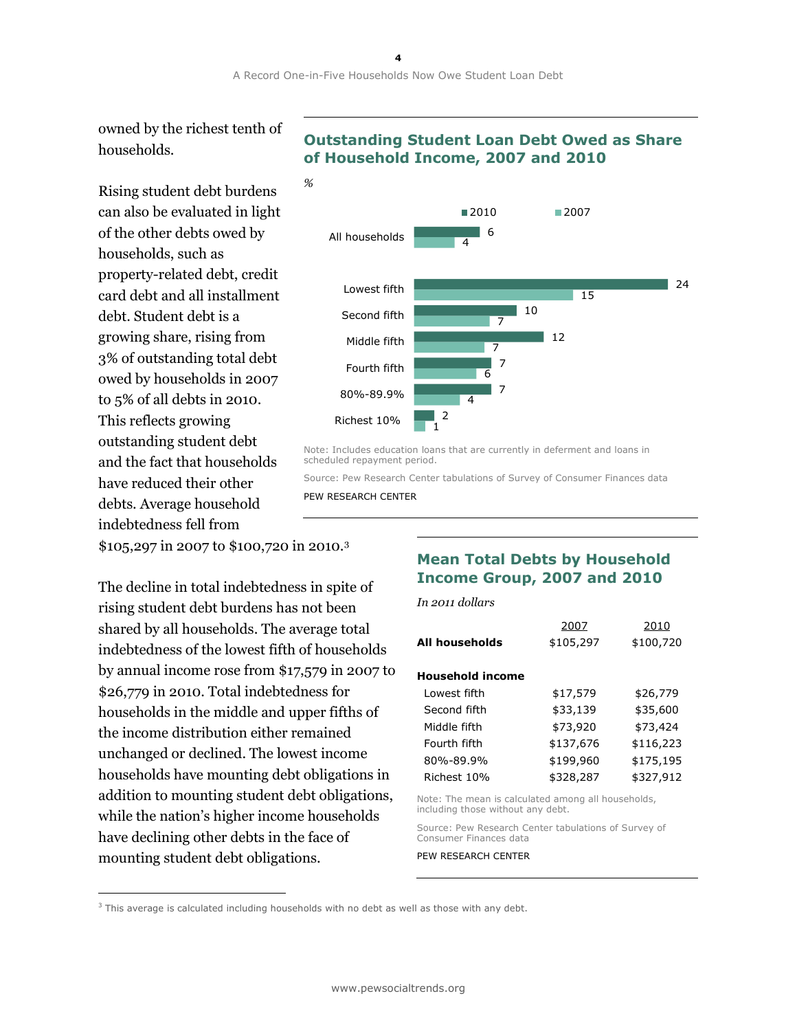owned by the richest tenth of households.

Rising student debt burdens can also be evaluated in light of the other debts owed by households, such as property-related debt, credit card debt and all installment debt. Student debt is a growing share, rising from 3% of outstanding total debt owed by households in 2007 to 5% of all debts in 2010. This reflects growing outstanding student debt and the fact that households have reduced their other debts. Average household indebtedness fell from $105,297 in 2007 to $100,720 in 2010.[3]

## Outstanding Student Loan Debt Owed as Share of Household Income, 2007 and 2010

%

| | 2010 | 2007 |
|---|---|---|
| All households | 6 | 4 |
| Lowest fifth | 24 | 15 |
| Second fifth | 10 | 7 |
| Middle fifth | 12 | 7 |
| Fourth fifth | 7 | 6 |
| 80%-89.9% | 7 | 4 |
| Richest 10% | 2 | 1 |

Note: Includes education loans that are currently in deferment and loans in scheduled repayment period.

Source: Pew Research Center tabulations of Survey of Consumer Finances data

PEW RESEARCH CENTER

The decline in total indebtedness in spite of rising student debt burdens has not been shared by all households. The average total indebtedness of the lowest fifth of households by annual income rose from $17,579 in 2007 to $26,779 in 2010. Total indebtedness for households in the middle and upper fifths of the income distribution either remained unchanged or declined. The lowest income households have mounting debt obligations in addition to mounting student debt obligations, while the nation's higher income households have declining other debts in the face of mounting student debt obligations.

## Mean Total Debts by Household Income Group, 2007 and 2010

*In 2011 dollars*

| | 2007 | 2010 |
|---|---|---|
| **All households** | $105,297 | $100,720 |
| **Household income** | | |
| Lowest fifth | $17,579 | $26,779 |
| Second fifth | $33,139 | $35,600 |
| Middle fifth | $73,920 | $73,424 |
| Fourth fifth | $137,676 | $116,223 |
| 80%-89.9% | $199,960 | $175,195 |
| Richest 10% | $328,287 | $327,912 |

Note: The mean is calculated among all households, including those without any debt.

Source: Pew Research Center tabulations of Survey of Consumer Finances data

PEW RESEARCH CENTER

[3] This average is calculated including households with no debt as well as those with any debt.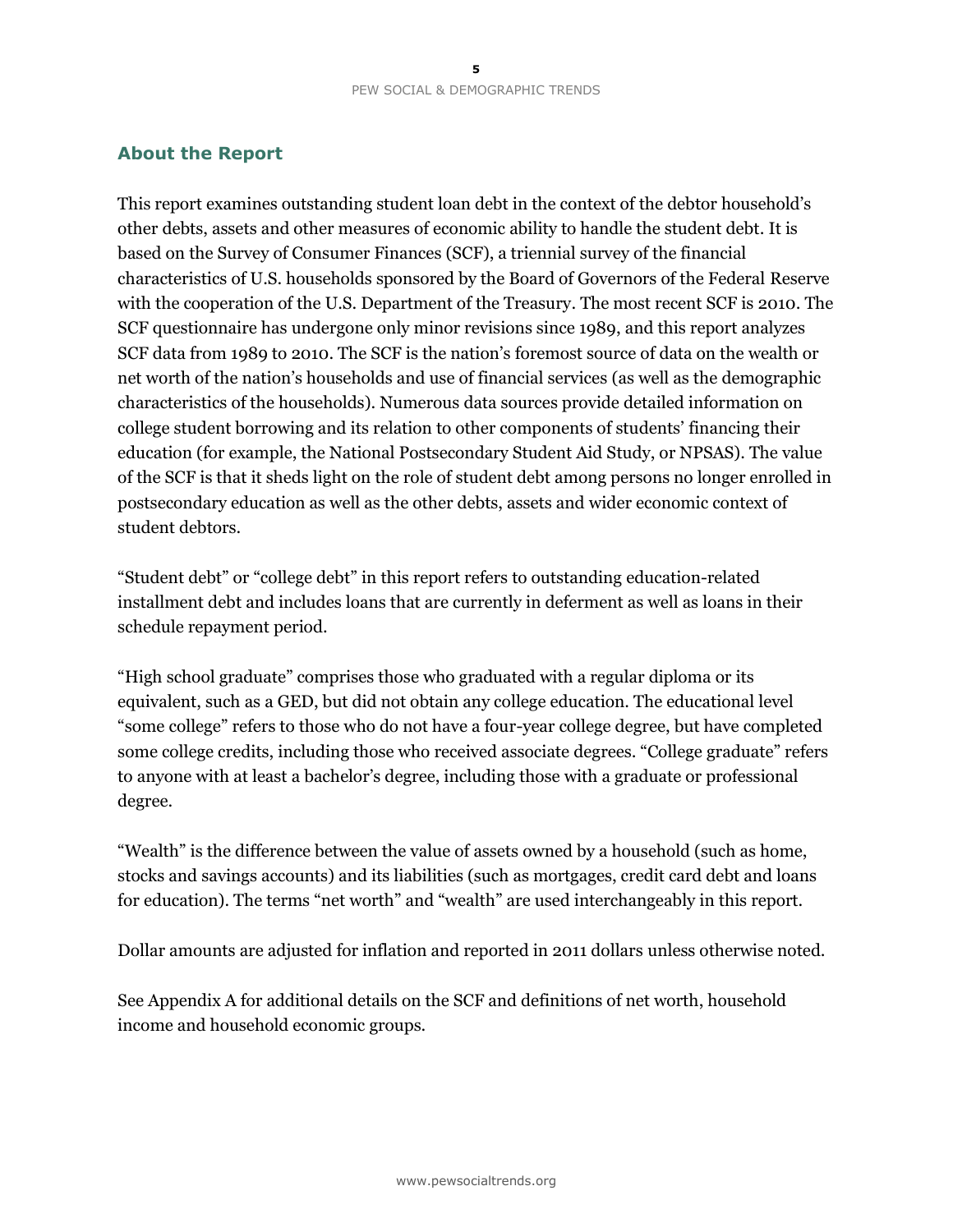## About the Report

This report examines outstanding student loan debt in the context of the debtor household's other debts, assets and other measures of economic ability to handle the student debt. It is based on the Survey of Consumer Finances (SCF), a triennial survey of the financial characteristics of U.S. households sponsored by the Board of Governors of the Federal Reserve with the cooperation of the U.S. Department of the Treasury. The most recent SCF is 2010. The SCF questionnaire has undergone only minor revisions since 1989, and this report analyzes SCF data from 1989 to 2010. The SCF is the nation's foremost source of data on the wealth or net worth of the nation's households and use of financial services (as well as the demographic characteristics of the households). Numerous data sources provide detailed information on college student borrowing and its relation to other components of students' financing their education (for example, the National Postsecondary Student Aid Study, or NPSAS). The value of the SCF is that it sheds light on the role of student debt among persons no longer enrolled in postsecondary education as well as the other debts, assets and wider economic context of student debtors.

"Student debt" or "college debt" in this report refers to outstanding education-related installment debt and includes loans that are currently in deferment as well as loans in their schedule repayment period.

"High school graduate" comprises those who graduated with a regular diploma or its equivalent, such as a GED, but did not obtain any college education. The educational level "some college" refers to those who do not have a four-year college degree, but have completed some college credits, including those who received associate degrees. "College graduate" refers to anyone with at least a bachelor's degree, including those with a graduate or professional degree.

"Wealth" is the difference between the value of assets owned by a household (such as home, stocks and savings accounts) and its liabilities (such as mortgages, credit card debt and loans for education). The terms "net worth" and "wealth" are used interchangeably in this report.

Dollar amounts are adjusted for inflation and reported in 2011 dollars unless otherwise noted.

See Appendix A for additional details on the SCF and definitions of net worth, household income and household economic groups.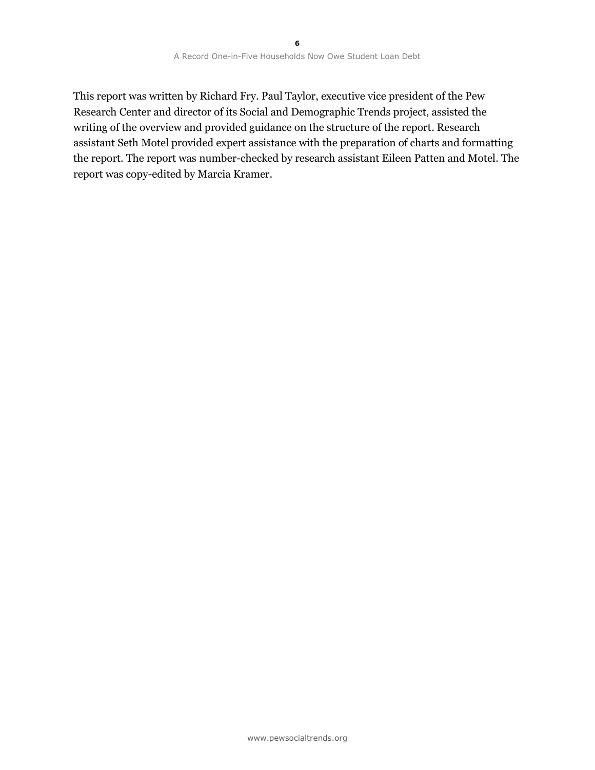This report was written by Richard Fry. Paul Taylor, executive vice president of the Pew Research Center and director of its Social and Demographic Trends project, assisted the writing of the overview and provided guidance on the structure of the report. Research assistant Seth Motel provided expert assistance with the preparation of charts and formatting the report. The report was number-checked by research assistant Eileen Patten and Motel. The report was copy-edited by Marcia Kramer.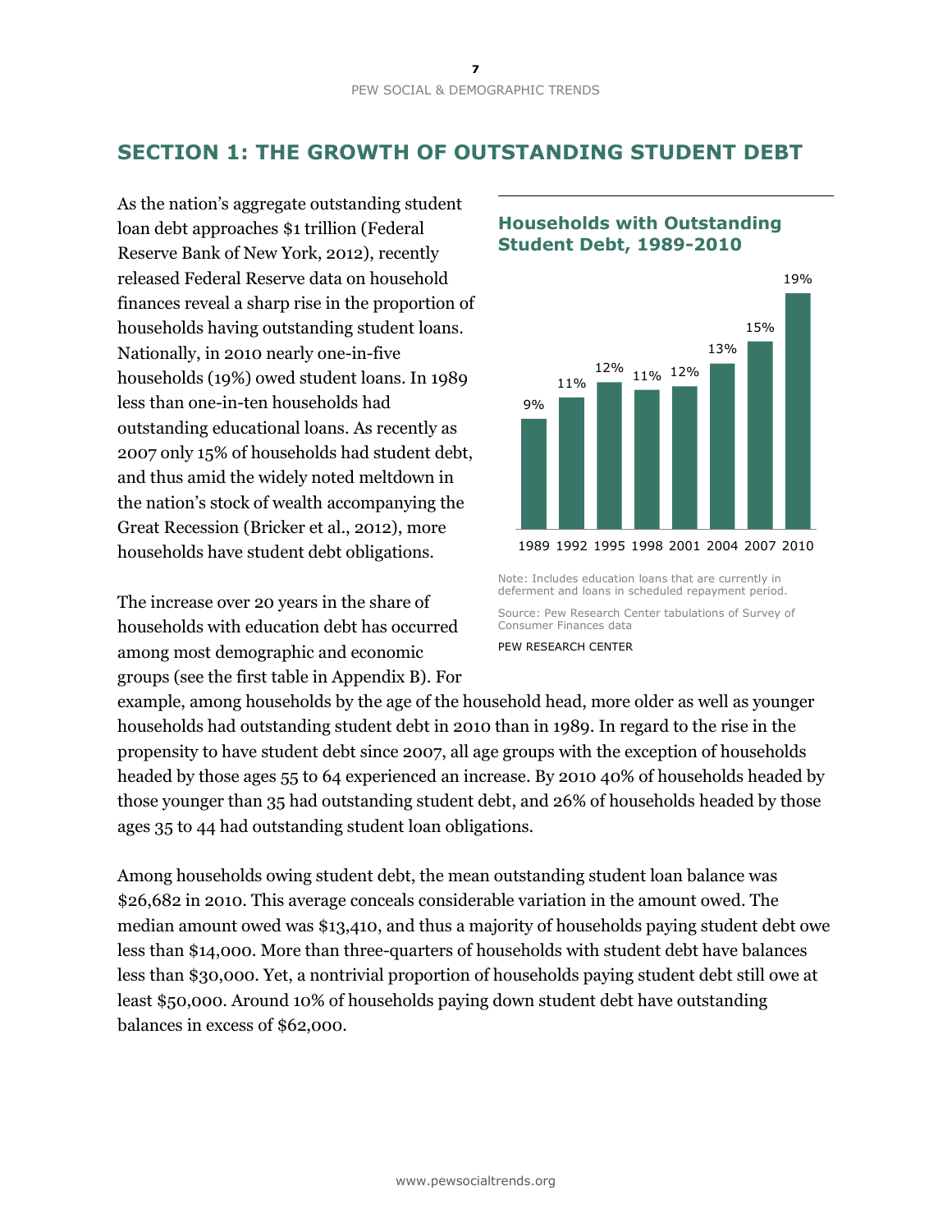## SECTION 1: THE GROWTH OF OUTSTANDING STUDENT DEBT

As the nation's aggregate outstanding student loan debt approaches $1 trillion (Federal Reserve Bank of New York, 2012), recently released Federal Reserve data on household finances reveal a sharp rise in the proportion of households having outstanding student loans. Nationally, in 2010 nearly one-in-five households (19%) owed student loans. In 1989 less than one-in-ten households had outstanding educational loans. As recently as 2007 only 15% of households had student debt, and thus amid the widely noted meltdown in the nation's stock of wealth accompanying the Great Recession (Bricker et al., 2012), more households have student debt obligations.

**Households with Outstanding Student Debt, 1989-2010**

| 1989 | 1992 | 1995 | 1998 | 2001 | 2004 | 2007 | 2010 |
|---|---|---|---|---|---|---|---|
| 9% | 11% | 12% | 11% | 12% | 13% | 15% | 19% |

Note: Includes education loans that are currently in deferment and loans in scheduled repayment period.

Source: Pew Research Center tabulations of Survey of Consumer Finances data

PEW RESEARCH CENTER

The increase over 20 years in the share of households with education debt has occurred among most demographic and economic groups (see the first table in Appendix B). For example, among households by the age of the household head, more older as well as younger households had outstanding student debt in 2010 than in 1989. In regard to the rise in the propensity to have student debt since 2007, all age groups with the exception of households headed by those ages 55 to 64 experienced an increase. By 2010 40% of households headed by those younger than 35 had outstanding student debt, and 26% of households headed by those ages 35 to 44 had outstanding student loan obligations.

Among households owing student debt, the mean outstanding student loan balance was $26,682 in 2010. This average conceals considerable variation in the amount owed. The median amount owed was $13,410, and thus a majority of households paying student debt owe less than $14,000. More than three-quarters of households with student debt have balances less than $30,000. Yet, a nontrivial proportion of households paying student debt still owe at least $50,000. Around 10% of households paying down student debt have outstanding balances in excess of $62,000.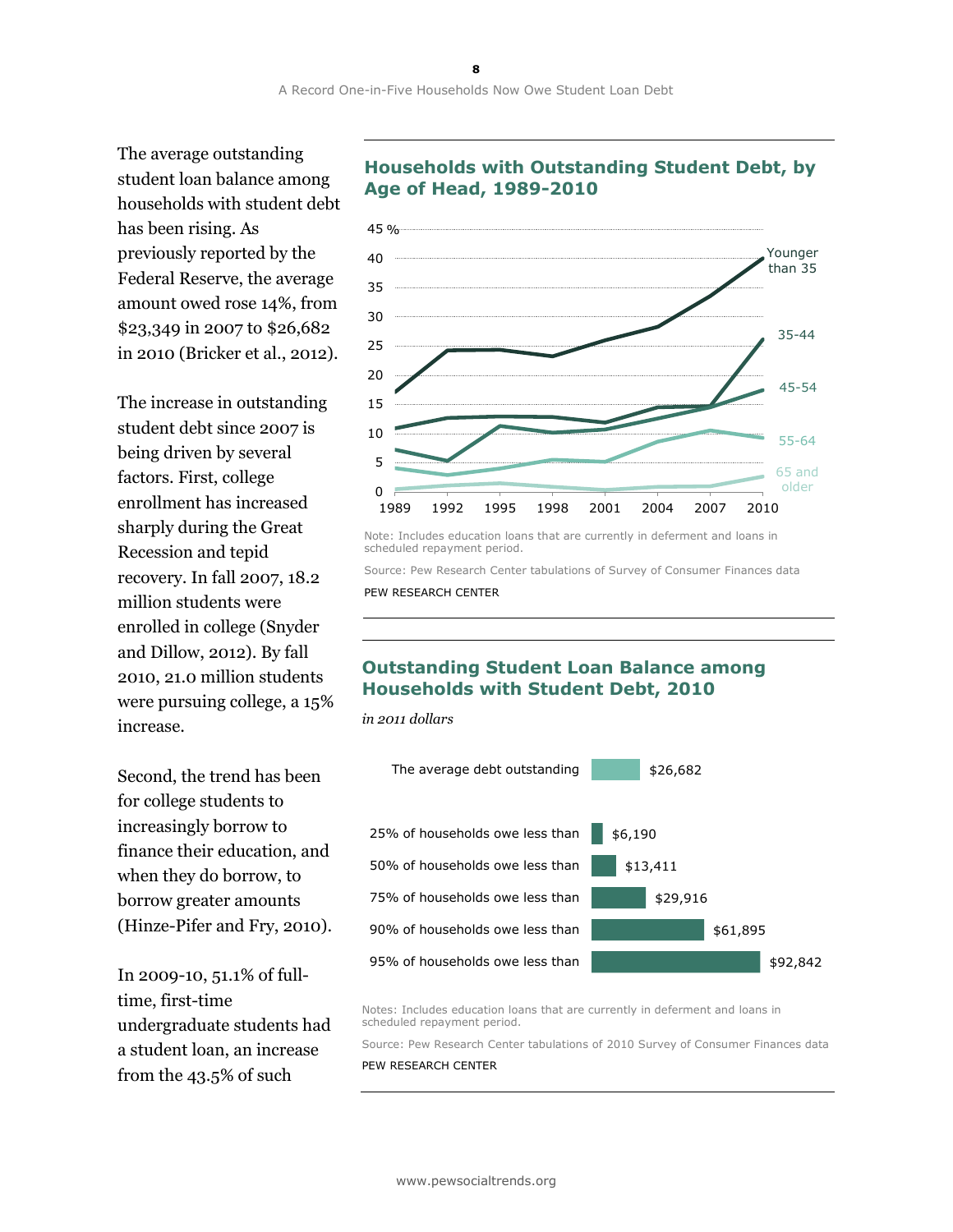The average outstanding student loan balance among households with student debt has been rising. As previously reported by the Federal Reserve, the average amount owed rose 14%, from $23,349 in 2007 to $26,682 in 2010 (Bricker et al., 2012).

The increase in outstanding student debt since 2007 is being driven by several factors. First, college enrollment has increased sharply during the Great Recession and tepid recovery. In fall 2007, 18.2 million students were enrolled in college (Snyder and Dillow, 2012). By fall 2010, 21.0 million students were pursuing college, a 15% increase.

Second, the trend has been for college students to increasingly borrow to finance their education, and when they do borrow, to borrow greater amounts (Hinze-Pifer and Fry, 2010).

In 2009-10, 51.1% of full-time, first-time undergraduate students had a student loan, an increase from the 43.5% of such

## Households with Outstanding Student Debt, by Age of Head, 1989-2010

Note: Includes education loans that are currently in deferment and loans in scheduled repayment period.

Source: Pew Research Center tabulations of Survey of Consumer Finances data

PEW RESEARCH CENTER

## Outstanding Student Loan Balance among Households with Student Debt, 2010

*in 2011 dollars*

| | |
|---|---|
| The average debt outstanding | $26,682 |
| 25% of households owe less than | $6,190 |
| 50% of households owe less than | $13,411 |
| 75% of households owe less than | $29,916 |
| 90% of households owe less than | $61,895 |
| 95% of households owe less than | $92,842 |

Notes: Includes education loans that are currently in deferment and loans in scheduled repayment period.

Source: Pew Research Center tabulations of 2010 Survey of Consumer Finances data

PEW RESEARCH CENTER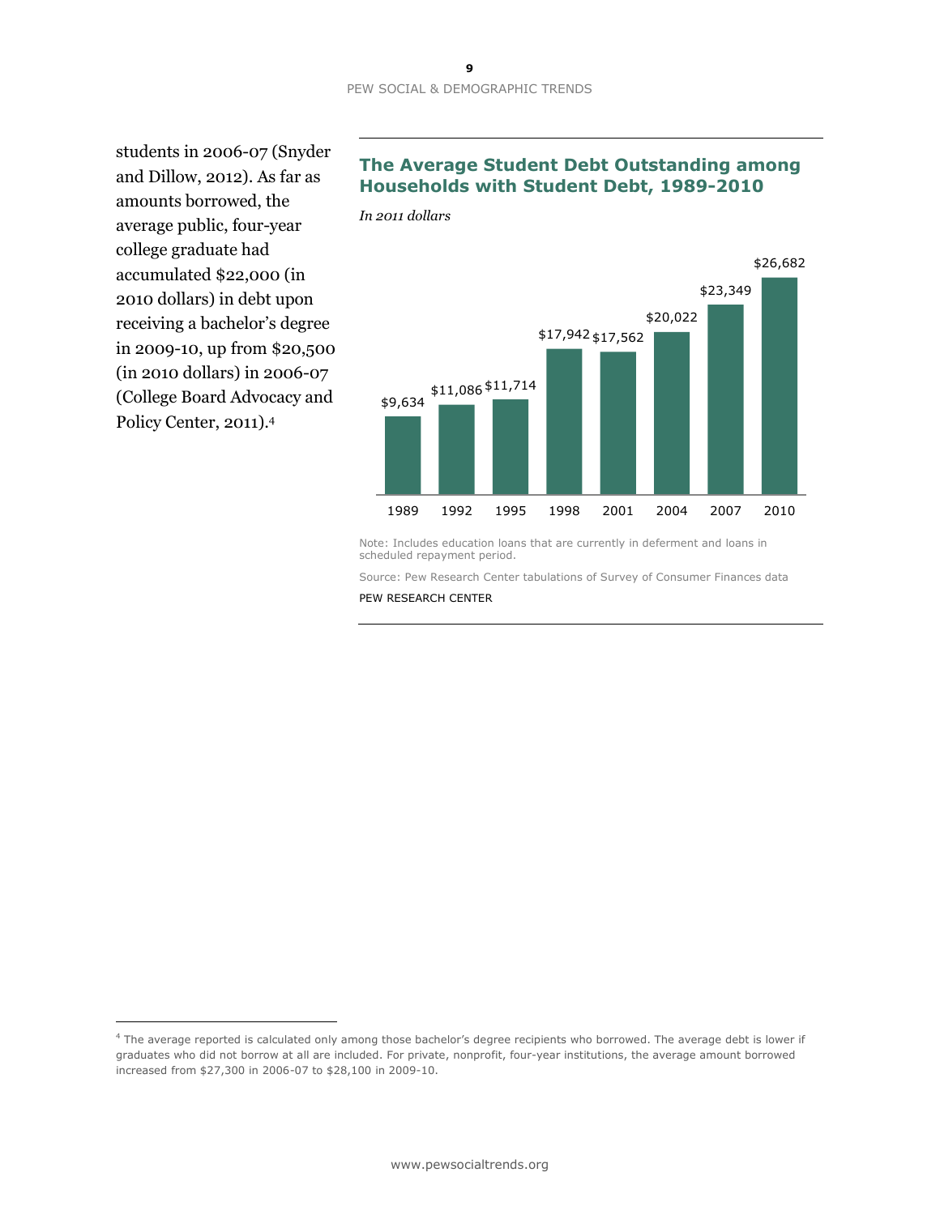students in 2006-07 (Snyder and Dillow, 2012). As far as amounts borrowed, the average public, four-year college graduate had accumulated $22,000 (in 2010 dollars) in debt upon receiving a bachelor's degree in 2009-10, up from $20,500 (in 2010 dollars) in 2006-07 (College Board Advocacy and Policy Center, 2011).[4]

## The Average Student Debt Outstanding among Households with Student Debt, 1989-2010

*In 2011 dollars*

| Year | Average debt |
|---|---|
| 1989 | $9,634 |
| 1992 | $11,086 |
| 1995 | $11,714 |
| 1998 | $17,942 |
| 2001 | $17,562 |
| 2004 | $20,022 |
| 2007 | $23,349 |
| 2010 | $26,682 |

Note: Includes education loans that are currently in deferment and loans in scheduled repayment period.

Source: Pew Research Center tabulations of Survey of Consumer Finances data

PEW RESEARCH CENTER

---

[4] The average reported is calculated only among those bachelor's degree recipients who borrowed. The average debt is lower if graduates who did not borrow at all are included. For private, nonprofit, four-year institutions, the average amount borrowed increased from $27,300 in 2006-07 to $28,100 in 2009-10.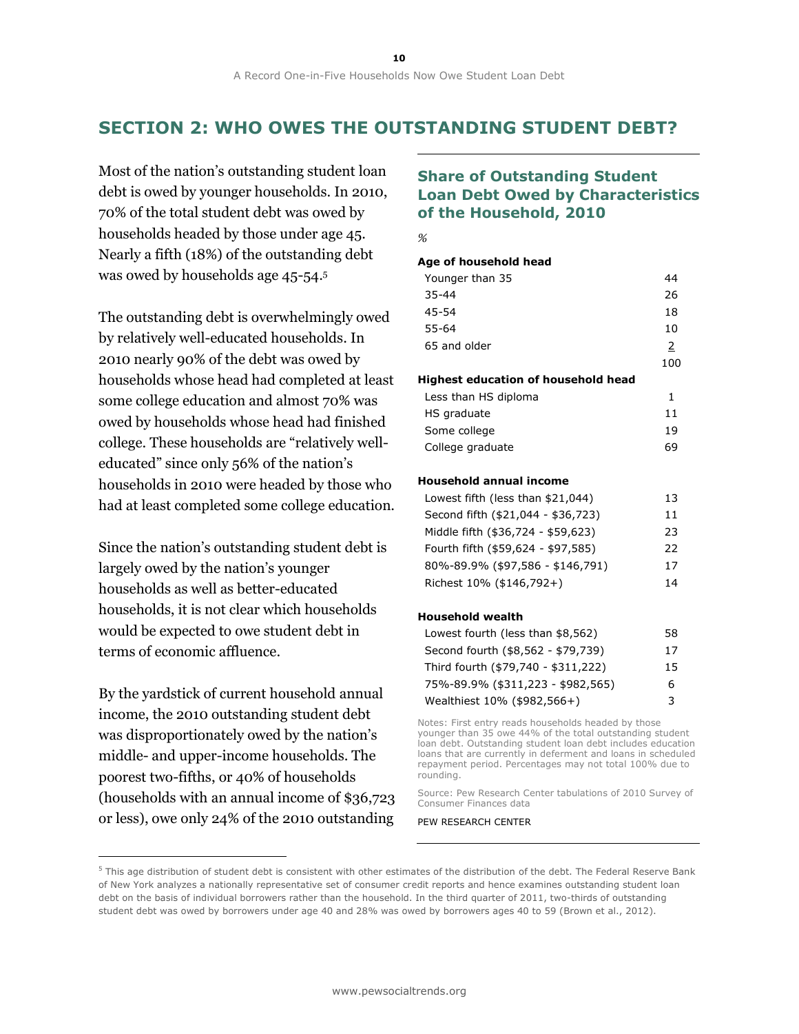## SECTION 2: WHO OWES THE OUTSTANDING STUDENT DEBT?

Most of the nation's outstanding student loan debt is owed by younger households. In 2010, 70% of the total student debt was owed by households headed by those under age 45. Nearly a fifth (18%) of the outstanding debt was owed by households age 45-54.[5]

The outstanding debt is overwhelmingly owed by relatively well-educated households. In 2010 nearly 90% of the debt was owed by households whose head had completed at least some college education and almost 70% was owed by households whose head had finished college. These households are "relatively well-educated" since only 56% of the nation's households in 2010 were headed by those who had at least completed some college education.

Since the nation's outstanding student debt is largely owed by the nation's younger households as well as better-educated households, it is not clear which households would be expected to owe student debt in terms of economic affluence.

By the yardstick of current household annual income, the 2010 outstanding student debt was disproportionately owed by the nation's middle- and upper-income households. The poorest two-fifths, or 40% of households (households with an annual income of $36,723 or less), owe only 24% of the 2010 outstanding

### Share of Outstanding Student Loan Debt Owed by Characteristics of the Household, 2010

%

| | |
|---|---|
| **Age of household head** | |
| Younger than 35 | 44 |
| 35-44 | 26 |
| 45-54 | 18 |
| 55-64 | 10 |
| 65 and older | 2 |
| | 100 |
| **Highest education of household head** | |
| Less than HS diploma | 1 |
| HS graduate | 11 |
| Some college | 19 |
| College graduate | 69 |
| **Household annual income** | |
| Lowest fifth (less than $21,044) | 13 |
| Second fifth ($21,044 - $36,723) | 11 |
| Middle fifth ($36,724 - $59,623) | 23 |
| Fourth fifth ($59,624 - $97,585) | 22 |
| 80%-89.9% ($97,586 - $146,791) | 17 |
| Richest 10% ($146,792+) | 14 |
| **Household wealth** | |
| Lowest fourth (less than $8,562) | 58 |
| Second fourth ($8,562 - $79,739) | 17 |
| Third fourth ($79,740 - $311,222) | 15 |
| 75%-89.9% ($311,223 - $982,565) | 6 |
| Wealthiest 10% ($982,566+) | 3 |

Notes: First entry reads households headed by those younger than 35 owe 44% of the total outstanding student loan debt. Outstanding student loan debt includes education loans that are currently in deferment and loans in scheduled repayment period. Percentages may not total 100% due to rounding.

Source: Pew Research Center tabulations of 2010 Survey of Consumer Finances data

PEW RESEARCH CENTER

---

[5] This age distribution of student debt is consistent with other estimates of the distribution of the debt. The Federal Reserve Bank of New York analyzes a nationally representative set of consumer credit reports and hence examines outstanding student loan debt on the basis of individual borrowers rather than the household. In the third quarter of 2011, two-thirds of outstanding student debt was owed by borrowers under age 40 and 28% was owed by borrowers ages 40 to 59 (Brown et al., 2012).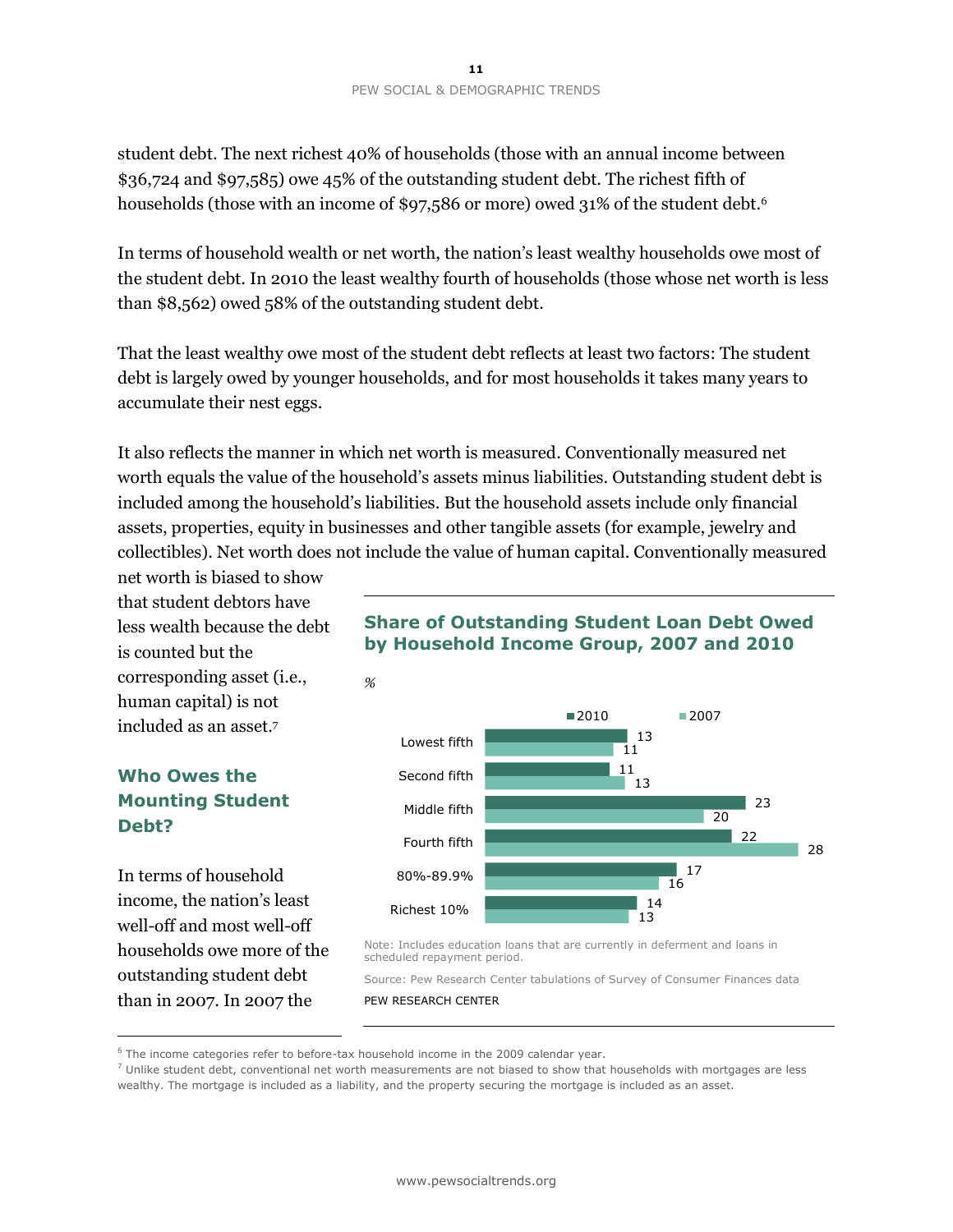student debt. The next richest 40% of households (those with an annual income between \$36,724 and \$97,585) owe 45% of the outstanding student debt. The richest fifth of households (those with an income of \$97,586 or more) owed 31% of the student debt.[6]

In terms of household wealth or net worth, the nation's least wealthy households owe most of the student debt. In 2010 the least wealthy fourth of households (those whose net worth is less than \$8,562) owed 58% of the outstanding student debt.

That the least wealthy owe most of the student debt reflects at least two factors: The student debt is largely owed by younger households, and for most households it takes many years to accumulate their nest eggs.

It also reflects the manner in which net worth is measured. Conventionally measured net worth equals the value of the household's assets minus liabilities. Outstanding student debt is included among the household's liabilities. But the household assets include only financial assets, properties, equity in businesses and other tangible assets (for example, jewelry and collectibles). Net worth does not include the value of human capital. Conventionally measured net worth is biased to show that student debtors have less wealth because the debt is counted but the corresponding asset (i.e., human capital) is not included as an asset.[7]

## Who Owes the Mounting Student Debt?

In terms of household income, the nation's least well-off and most well-off households owe more of the outstanding student debt than in 2007. In 2007 the

**Share of Outstanding Student Loan Debt Owed by Household Income Group, 2007 and 2010**

%

| | 2010 | 2007 |
|---|---|---|
| Lowest fifth | 13 | 11 |
| Second fifth | 11 | 13 |
| Middle fifth | 23 | 20 |
| Fourth fifth | 22 | 28 |
| 80%-89.9% | 17 | 16 |
| Richest 10% | 14 | 13 |

Note: Includes education loans that are currently in deferment and loans in scheduled repayment period.

Source: Pew Research Center tabulations of Survey of Consumer Finances data

PEW RESEARCH CENTER

---

[6] The income categories refer to before-tax household income in the 2009 calendar year.

[7] Unlike student debt, conventional net worth measurements are not biased to show that households with mortgages are less wealthy. The mortgage is included as a liability, and the property securing the mortgage is included as an asset.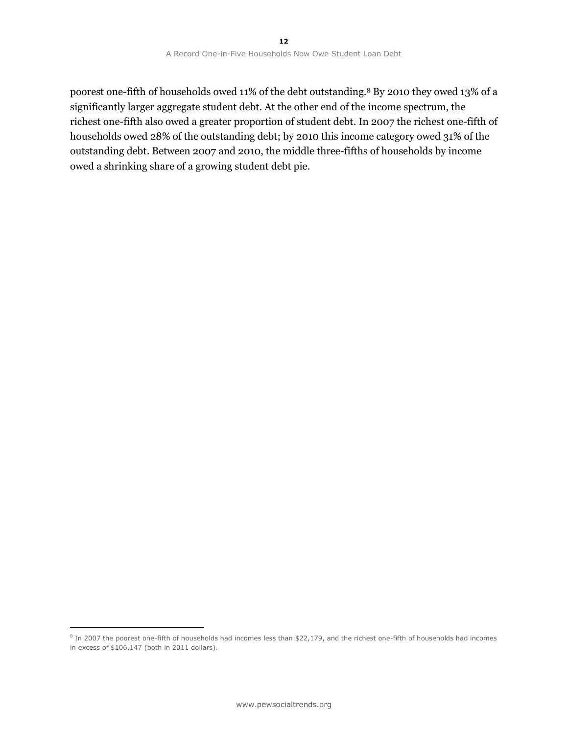poorest one-fifth of households owed 11% of the debt outstanding.[8] By 2010 they owed 13% of a significantly larger aggregate student debt. At the other end of the income spectrum, the richest one-fifth also owed a greater proportion of student debt. In 2007 the richest one-fifth of households owed 28% of the outstanding debt; by 2010 this income category owed 31% of the outstanding debt. Between 2007 and 2010, the middle three-fifths of households by income owed a shrinking share of a growing student debt pie.

[8] In 2007 the poorest one-fifth of households had incomes less than $22,179, and the richest one-fifth of households had incomes in excess of $106,147 (both in 2011 dollars).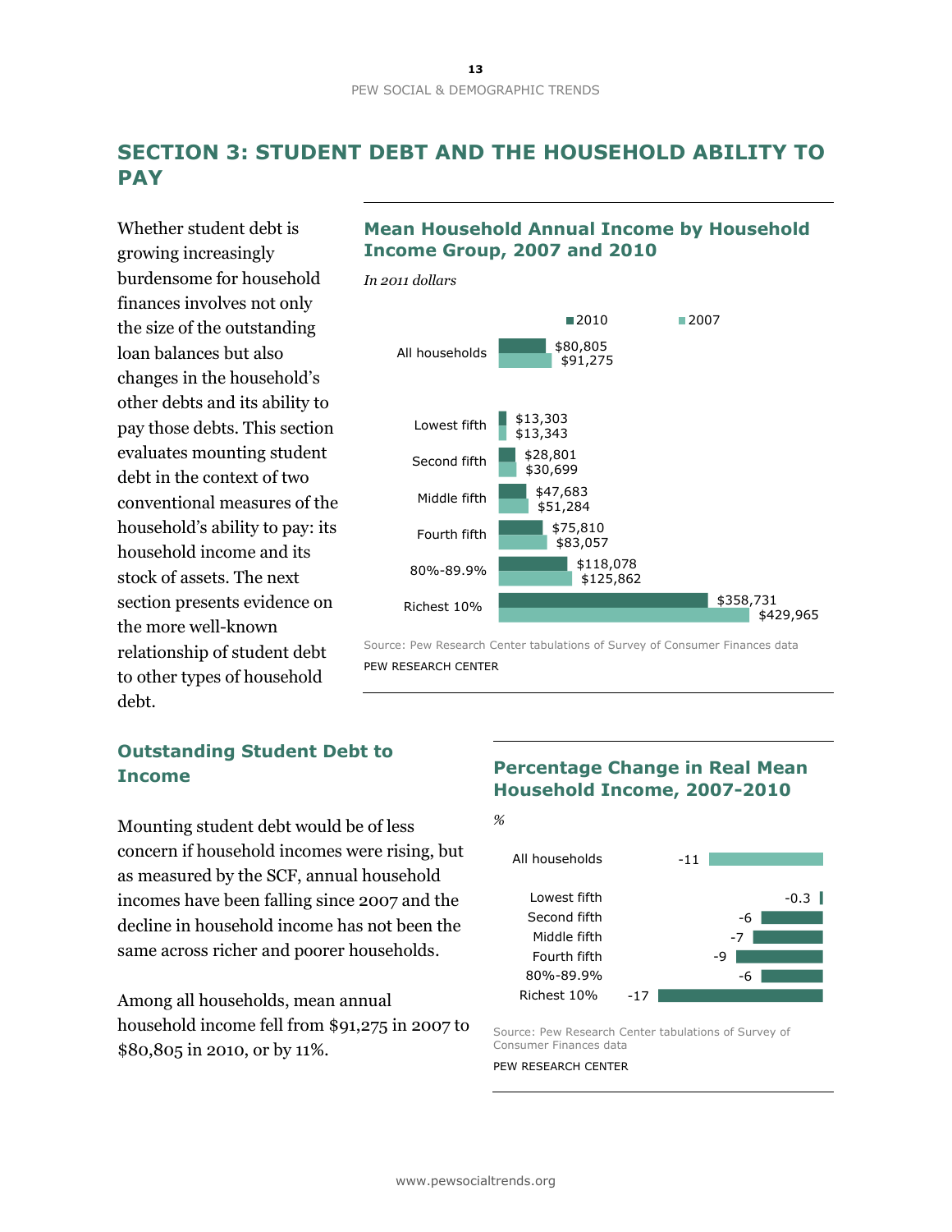# SECTION 3: STUDENT DEBT AND THE HOUSEHOLD ABILITY TO PAY

Whether student debt is growing increasingly burdensome for household finances involves not only the size of the outstanding loan balances but also changes in the household's other debts and its ability to pay those debts. This section evaluates mounting student debt in the context of two conventional measures of the household's ability to pay: its household income and its stock of assets. The next section presents evidence on the more well-known relationship of student debt to other types of household debt.

### Mean Household Annual Income by Household Income Group, 2007 and 2010

*In 2011 dollars*

| | 2010 | 2007 |
|---|---|---|
| All households | $80,805 | $91,275 |
| Lowest fifth | $13,303 | $13,343 |
| Second fifth | $28,801 | $30,699 |
| Middle fifth | $47,683 | $51,284 |
| Fourth fifth | $75,810 | $83,057 |
| 80%-89.9% | $118,078 | $125,862 |
| Richest 10% | $358,731 | $429,965 |

Source: Pew Research Center tabulations of Survey of Consumer Finances data

PEW RESEARCH CENTER

## Outstanding Student Debt to Income

Mounting student debt would be of less concern if household incomes were rising, but as measured by the SCF, annual household incomes have been falling since 2007 and the decline in household income has not been the same across richer and poorer households.

Among all households, mean annual household income fell from $91,275 in 2007 to $80,805 in 2010, or by 11%.

### Percentage Change in Real Mean Household Income, 2007-2010

*%*

| | % |
|---|---|
| All households | -11 |
| Lowest fifth | -0.3 |
| Second fifth | -6 |
| Middle fifth | -7 |
| Fourth fifth | -9 |
| 80%-89.9% | -6 |
| Richest 10% | -17 |

Source: Pew Research Center tabulations of Survey of Consumer Finances data

PEW RESEARCH CENTER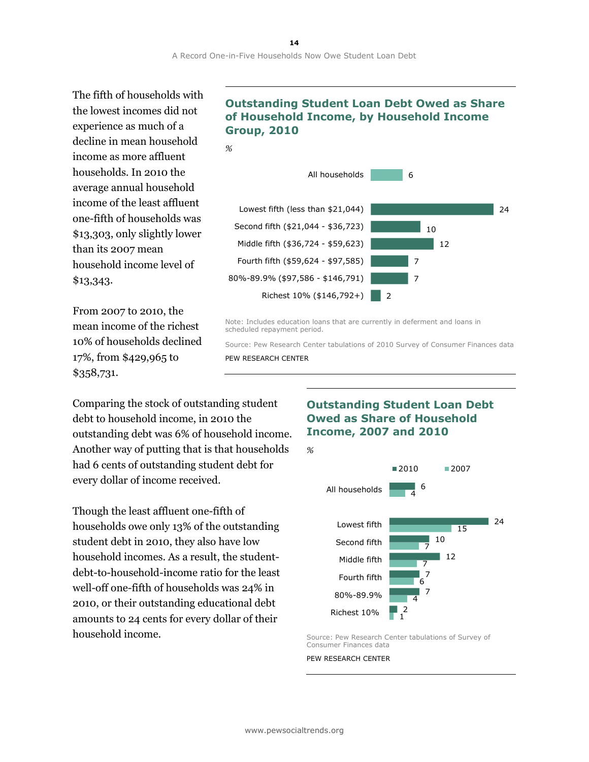The fifth of households with the lowest incomes did not experience as much of a decline in mean household income as more affluent households. In 2010 the average annual household income of the least affluent one-fifth of households was $13,303, only slightly lower than its 2007 mean household income level of $13,343.

From 2007 to 2010, the mean income of the richest 10% of households declined 17%, from $429,965 to $358,731.

### Outstanding Student Loan Debt Owed as Share of Household Income, by Household Income Group, 2010

%

| Household income group | % |
|---|---|
| All households | 6 |
| Lowest fifth (less than $21,044) | 24 |
| Second fifth ($21,044 - $36,723) | 10 |
| Middle fifth ($36,724 - $59,623) | 12 |
| Fourth fifth ($59,624 - $97,585) | 7 |
| 80%-89.9% ($97,586 - $146,791) | 7 |
| Richest 10% ($146,792+) | 2 |

Note: Includes education loans that are currently in deferment and loans in scheduled repayment period.

Source: Pew Research Center tabulations of 2010 Survey of Consumer Finances data

PEW RESEARCH CENTER

Comparing the stock of outstanding student debt to household income, in 2010 the outstanding debt was 6% of household income. Another way of putting that is that households had 6 cents of outstanding student debt for every dollar of income received.

Though the least affluent one-fifth of households owe only 13% of the outstanding student debt in 2010, they also have low household incomes. As a result, the student-debt-to-household-income ratio for the least well-off one-fifth of households was 24% in 2010, or their outstanding educational debt amounts to 24 cents for every dollar of their household income.

### Outstanding Student Loan Debt Owed as Share of Household Income, 2007 and 2010

%

| | 2010 | 2007 |
|---|---|---|
| All households | 6 | 4 |
| Lowest fifth | 24 | 15 |
| Second fifth | 10 | 7 |
| Middle fifth | 12 | 7 |
| Fourth fifth | 7 | 6 |
| 80%-89.9% | 7 | 4 |
| Richest 10% | 2 | 1 |

Source: Pew Research Center tabulations of Survey of Consumer Finances data

PEW RESEARCH CENTER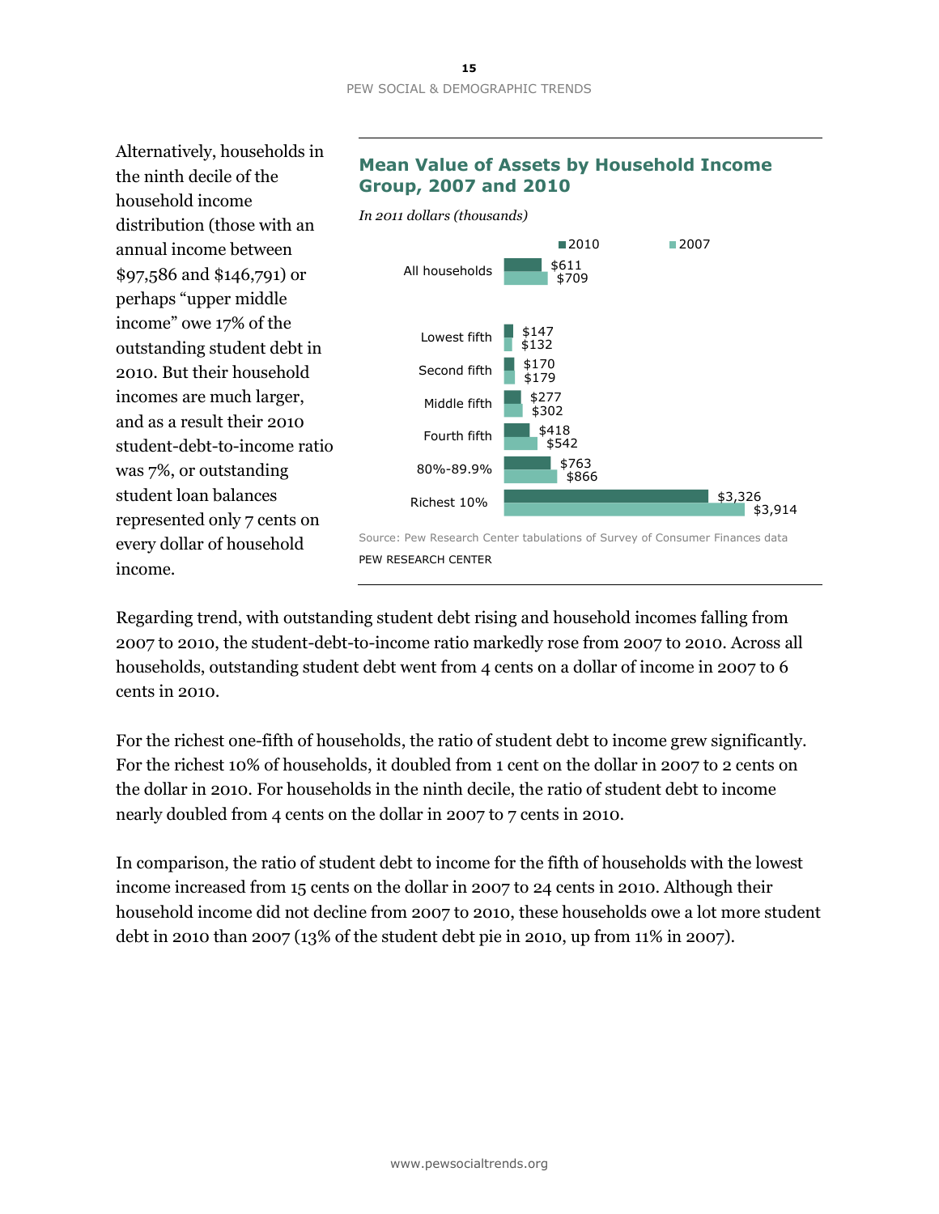Alternatively, households in the ninth decile of the household income distribution (those with an annual income between $97,586 and $146,791) or perhaps "upper middle income" owe 17% of the outstanding student debt in 2010. But their household incomes are much larger, and as a result their 2010 student-debt-to-income ratio was 7%, or outstanding student loan balances represented only 7 cents on every dollar of household income.

### Mean Value of Assets by Household Income Group, 2007 and 2010

*In 2011 dollars (thousands)*

| | 2010 | 2007 |
|---|---|---|
| All households | $611 | $709 |
| Lowest fifth | $147 | $132 |
| Second fifth | $170 | $179 |
| Middle fifth | $277 | $302 |
| Fourth fifth | $418 | $542 |
| 80%-89.9% | $763 | $866 |
| Richest 10% | $3,326 | $3,914 |

Source: Pew Research Center tabulations of Survey of Consumer Finances data

PEW RESEARCH CENTER

Regarding trend, with outstanding student debt rising and household incomes falling from 2007 to 2010, the student-debt-to-income ratio markedly rose from 2007 to 2010. Across all households, outstanding student debt went from 4 cents on a dollar of income in 2007 to 6 cents in 2010.

For the richest one-fifth of households, the ratio of student debt to income grew significantly. For the richest 10% of households, it doubled from 1 cent on the dollar in 2007 to 2 cents on the dollar in 2010. For households in the ninth decile, the ratio of student debt to income nearly doubled from 4 cents on the dollar in 2007 to 7 cents in 2010.

In comparison, the ratio of student debt to income for the fifth of households with the lowest income increased from 15 cents on the dollar in 2007 to 24 cents in 2010. Although their household income did not decline from 2007 to 2010, these households owe a lot more student debt in 2010 than 2007 (13% of the student debt pie in 2010, up from 11% in 2007).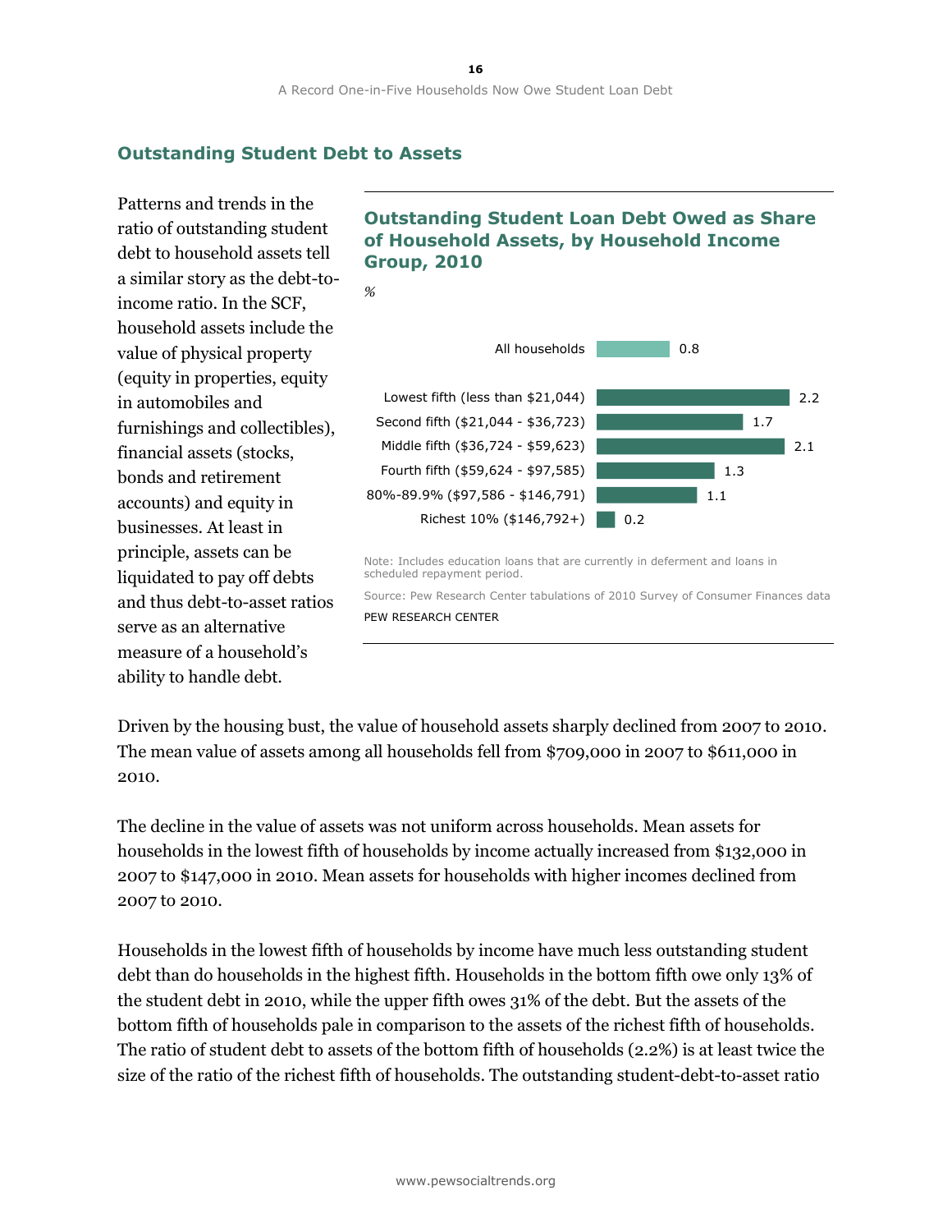## Outstanding Student Debt to Assets

Patterns and trends in the ratio of outstanding student debt to household assets tell a similar story as the debt-to-income ratio. In the SCF, household assets include the value of physical property (equity in properties, equity in automobiles and furnishings and collectibles), financial assets (stocks, bonds and retirement accounts) and equity in businesses. At least in principle, assets can be liquidated to pay off debts and thus debt-to-asset ratios serve as an alternative measure of a household's ability to handle debt.

### Outstanding Student Loan Debt Owed as Share of Household Assets, by Household Income Group, 2010

%

| | % |
|---|---|
| All households | 0.8 |
| Lowest fifth (less than $21,044) | 2.2 |
| Second fifth ($21,044 - $36,723) | 1.7 |
| Middle fifth ($36,724 - $59,623) | 2.1 |
| Fourth fifth ($59,624 - $97,585) | 1.3 |
| 80%-89.9% ($97,586 - $146,791) | 1.1 |
| Richest 10% ($146,792+) | 0.2 |

Note: Includes education loans that are currently in deferment and loans in scheduled repayment period.

Source: Pew Research Center tabulations of 2010 Survey of Consumer Finances data

PEW RESEARCH CENTER

Driven by the housing bust, the value of household assets sharply declined from 2007 to 2010. The mean value of assets among all households fell from $709,000 in 2007 to $611,000 in 2010.

The decline in the value of assets was not uniform across households. Mean assets for households in the lowest fifth of households by income actually increased from $132,000 in 2007 to $147,000 in 2010. Mean assets for households with higher incomes declined from 2007 to 2010.

Households in the lowest fifth of households by income have much less outstanding student debt than do households in the highest fifth. Households in the bottom fifth owe only 13% of the student debt in 2010, while the upper fifth owes 31% of the debt. But the assets of the bottom fifth of households pale in comparison to the assets of the richest fifth of households. The ratio of student debt to assets of the bottom fifth of households (2.2%) is at least twice the size of the ratio of the richest fifth of households. The outstanding student-debt-to-asset ratio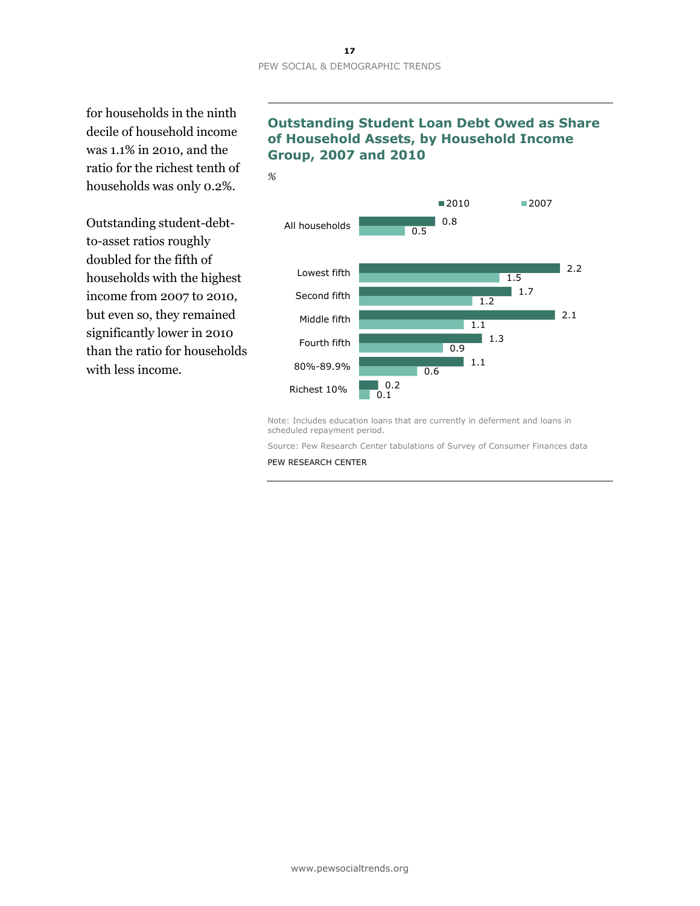for households in the ninth decile of household income was 1.1% in 2010, and the ratio for the richest tenth of households was only 0.2%.

Outstanding student-debt-to-asset ratios roughly doubled for the fifth of households with the highest income from 2007 to 2010, but even so, they remained significantly lower in 2010 than the ratio for households with less income.

### Outstanding Student Loan Debt Owed as Share of Household Assets, by Household Income Group, 2007 and 2010

*%*

| | 2010 | 2007 |
|---|---|---|
| All households | 0.8 | 0.5 |
| Lowest fifth | 2.2 | 1.5 |
| Second fifth | 1.7 | 1.2 |
| Middle fifth | 2.1 | 1.1 |
| Fourth fifth | 1.3 | 0.9 |
| 80%-89.9% | 1.1 | 0.6 |
| Richest 10% | 0.2 | 0.1 |

Note: Includes education loans that are currently in deferment and loans in scheduled repayment period.

Source: Pew Research Center tabulations of Survey of Consumer Finances data

PEW RESEARCH CENTER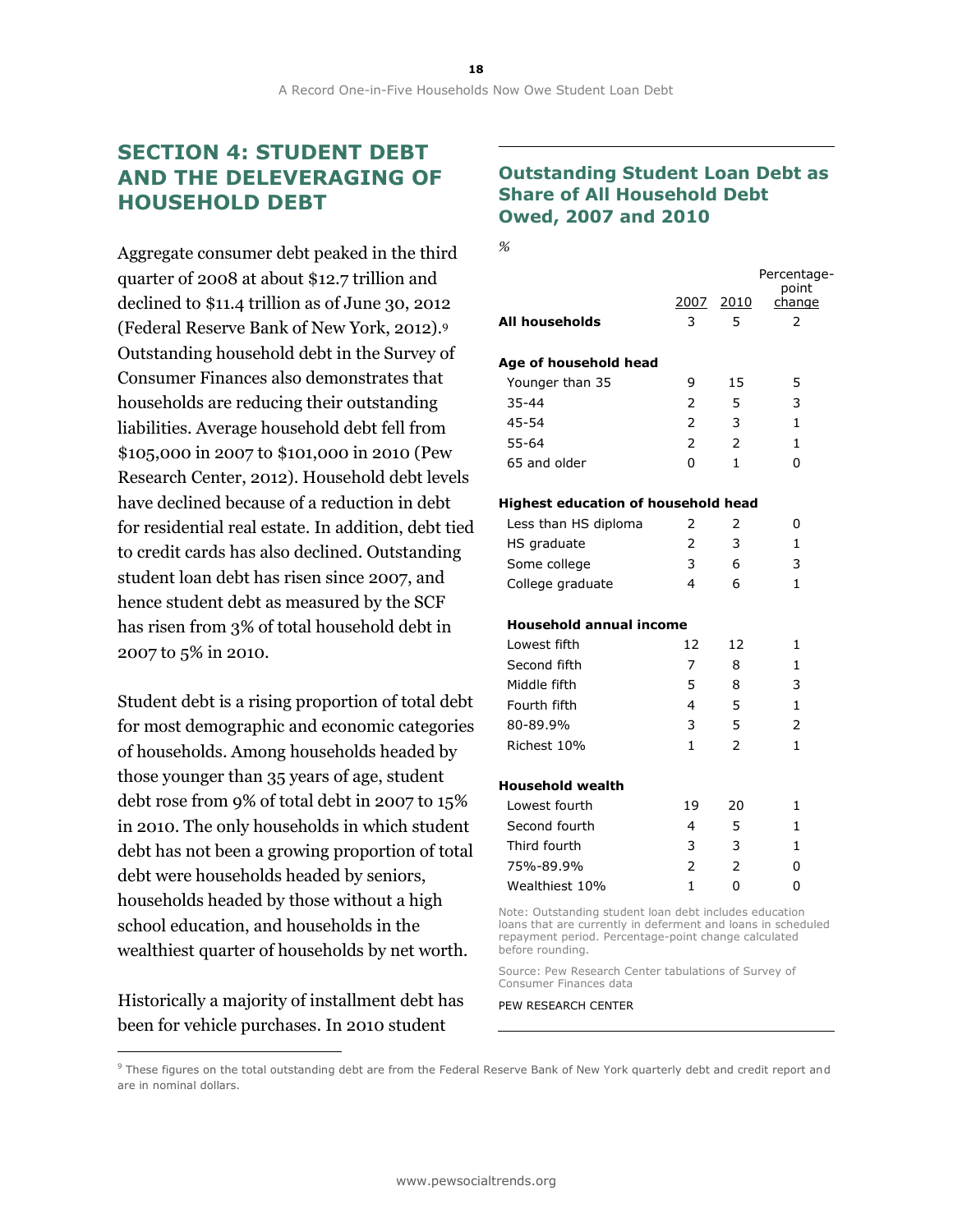## SECTION 4: STUDENT DEBT AND THE DELEVERAGING OF HOUSEHOLD DEBT

Aggregate consumer debt peaked in the third quarter of 2008 at about $12.7 trillion and declined to $11.4 trillion as of June 30, 2012 (Federal Reserve Bank of New York, 2012).[9] Outstanding household debt in the Survey of Consumer Finances also demonstrates that households are reducing their outstanding liabilities. Average household debt fell from $105,000 in 2007 to $101,000 in 2010 (Pew Research Center, 2012). Household debt levels have declined because of a reduction in debt for residential real estate. In addition, debt tied to credit cards has also declined. Outstanding student loan debt has risen since 2007, and hence student debt as measured by the SCF has risen from 3% of total household debt in 2007 to 5% in 2010.

Student debt is a rising proportion of total debt for most demographic and economic categories of households. Among households headed by those younger than 35 years of age, student debt rose from 9% of total debt in 2007 to 15% in 2010. The only households in which student debt has not been a growing proportion of total debt were households headed by seniors, households headed by those without a high school education, and households in the wealthiest quarter of households by net worth.

Historically a majority of installment debt has been for vehicle purchases. In 2010 student

### Outstanding Student Loan Debt as Share of All Household Debt Owed, 2007 and 2010

*%*

| | 2007 | 2010 | Percentage-point change |
|---|---|---|---|
| **All households** | 3 | 5 | 2 |
| **Age of household head** | | | |
| Younger than 35 | 9 | 15 | 5 |
| 35-44 | 2 | 5 | 3 |
| 45-54 | 2 | 3 | 1 |
| 55-64 | 2 | 2 | 1 |
| 65 and older | 0 | 1 | 0 |
| **Highest education of household head** | | | |
| Less than HS diploma | 2 | 2 | 0 |
| HS graduate | 2 | 3 | 1 |
| Some college | 3 | 6 | 3 |
| College graduate | 4 | 6 | 1 |
| **Household annual income** | | | |
| Lowest fifth | 12 | 12 | 1 |
| Second fifth | 7 | 8 | 1 |
| Middle fifth | 5 | 8 | 3 |
| Fourth fifth | 4 | 5 | 1 |
| 80-89.9% | 3 | 5 | 2 |
| Richest 10% | 1 | 2 | 1 |
| **Household wealth** | | | |
| Lowest fourth | 19 | 20 | 1 |
| Second fourth | 4 | 5 | 1 |
| Third fourth | 3 | 3 | 1 |
| 75%-89.9% | 2 | 2 | 0 |
| Wealthiest 10% | 1 | 0 | 0 |

Note: Outstanding student loan debt includes education loans that are currently in deferment and loans in scheduled repayment period. Percentage-point change calculated before rounding.

Source: Pew Research Center tabulations of Survey of Consumer Finances data

PEW RESEARCH CENTER

[9] These figures on the total outstanding debt are from the Federal Reserve Bank of New York quarterly debt and credit report and are in nominal dollars.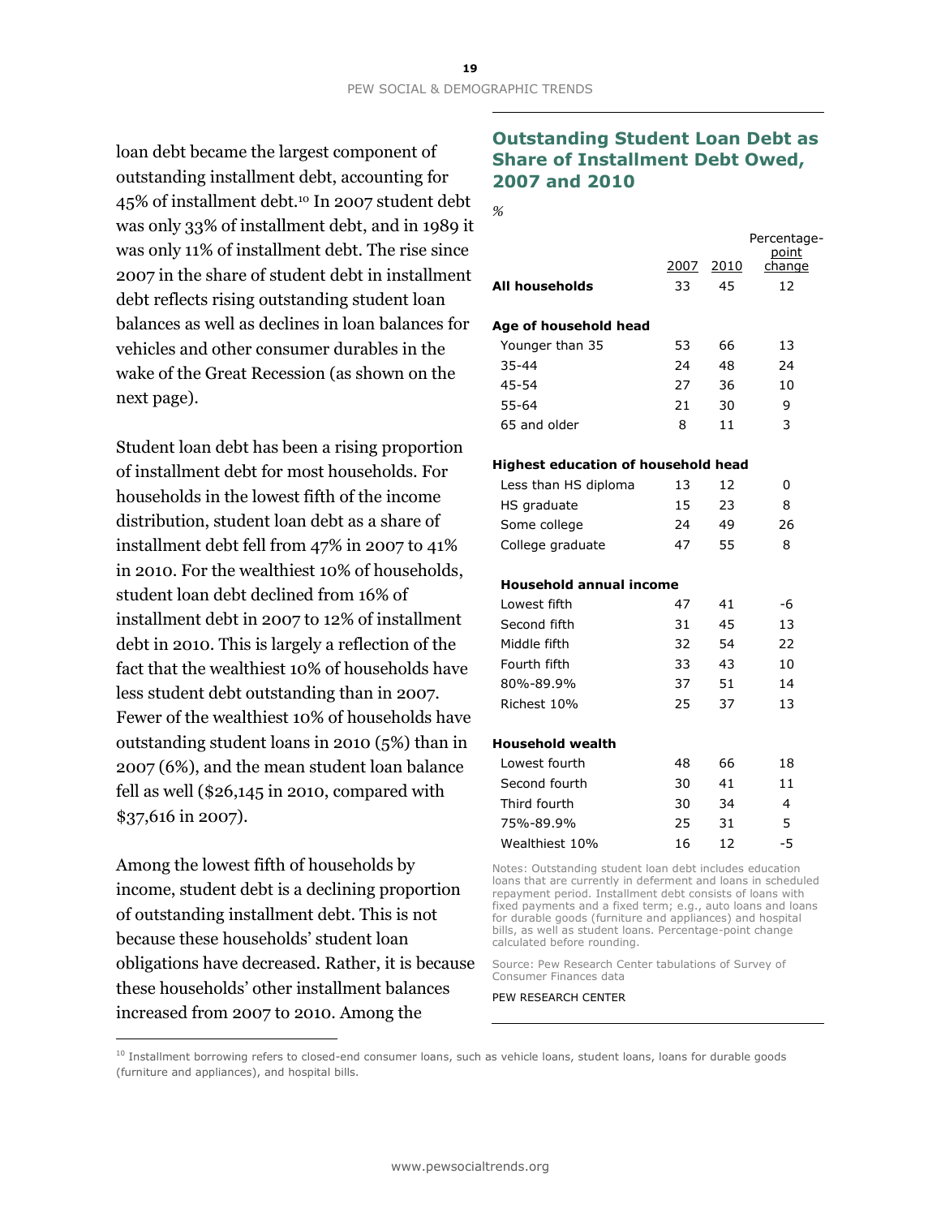loan debt became the largest component of outstanding installment debt, accounting for 45% of installment debt.[10] In 2007 student debt was only 33% of installment debt, and in 1989 it was only 11% of installment debt. The rise since 2007 in the share of student debt in installment debt reflects rising outstanding student loan balances as well as declines in loan balances for vehicles and other consumer durables in the wake of the Great Recession (as shown on the next page).

Student loan debt has been a rising proportion of installment debt for most households. For households in the lowest fifth of the income distribution, student loan debt as a share of installment debt fell from 47% in 2007 to 41% in 2010. For the wealthiest 10% of households, student loan debt declined from 16% of installment debt in 2007 to 12% of installment debt in 2010. This is largely a reflection of the fact that the wealthiest 10% of households have less student debt outstanding than in 2007. Fewer of the wealthiest 10% of households have outstanding student loans in 2010 (5%) than in 2007 (6%), and the mean student loan balance fell as well ($26,145 in 2010, compared with $37,616 in 2007).

Among the lowest fifth of households by income, student debt is a declining proportion of outstanding installment debt. This is not because these households' student loan obligations have decreased. Rather, it is because these households' other installment balances increased from 2007 to 2010. Among the

## Outstanding Student Loan Debt as Share of Installment Debt Owed, 2007 and 2010

%

| | 2007 | 2010 | Percentage-point change |
|---|---|---|---|
| **All households** | 33 | 45 | 12 |
| **Age of household head** | | | |
| Younger than 35 | 53 | 66 | 13 |
| 35-44 | 24 | 48 | 24 |
| 45-54 | 27 | 36 | 10 |
| 55-64 | 21 | 30 | 9 |
| 65 and older | 8 | 11 | 3 |
| **Highest education of household head** | | | |
| Less than HS diploma | 13 | 12 | 0 |
| HS graduate | 15 | 23 | 8 |
| Some college | 24 | 49 | 26 |
| College graduate | 47 | 55 | 8 |
| **Household annual income** | | | |
| Lowest fifth | 47 | 41 | -6 |
| Second fifth | 31 | 45 | 13 |
| Middle fifth | 32 | 54 | 22 |
| Fourth fifth | 33 | 43 | 10 |
| 80%-89.9% | 37 | 51 | 14 |
| Richest 10% | 25 | 37 | 13 |
| **Household wealth** | | | |
| Lowest fourth | 48 | 66 | 18 |
| Second fourth | 30 | 41 | 11 |
| Third fourth | 30 | 34 | 4 |
| 75%-89.9% | 25 | 31 | 5 |
| Wealthiest 10% | 16 | 12 | -5 |

Notes: Outstanding student loan debt includes education loans that are currently in deferment and loans in scheduled repayment period. Installment debt consists of loans with fixed payments and a fixed term; e.g., auto loans and loans for durable goods (furniture and appliances) and hospital bills, as well as student loans. Percentage-point change calculated before rounding.

Source: Pew Research Center tabulations of Survey of Consumer Finances data

PEW RESEARCH CENTER

[10] Installment borrowing refers to closed-end consumer loans, such as vehicle loans, student loans, loans for durable goods (furniture and appliances), and hospital bills.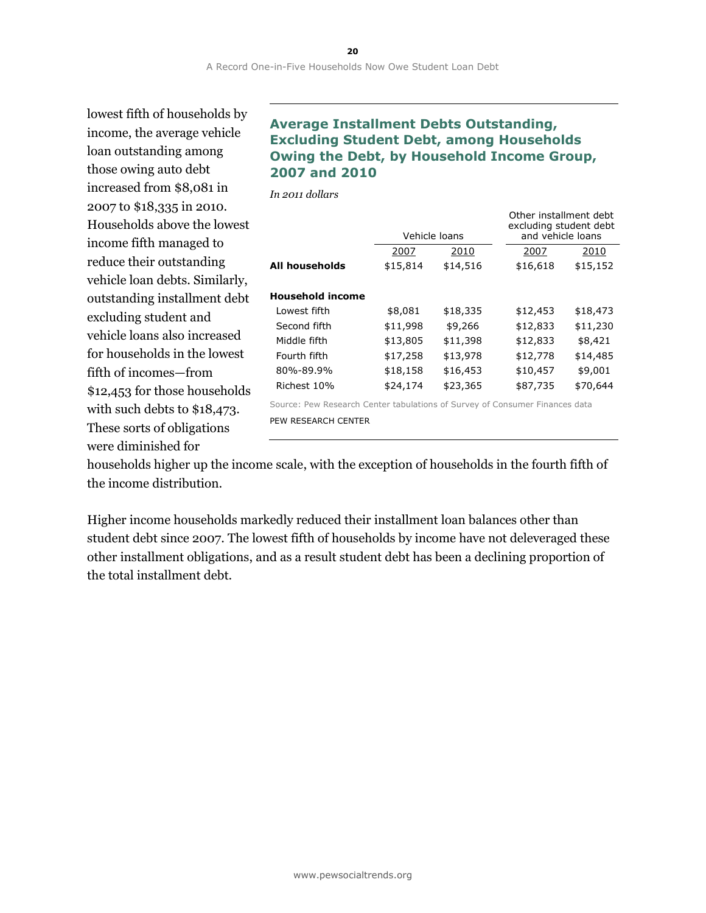lowest fifth of households by income, the average vehicle loan outstanding among those owing auto debt increased from $8,081 in 2007 to $18,335 in 2010. Households above the lowest income fifth managed to reduce their outstanding vehicle loan debts. Similarly, outstanding installment debt excluding student and vehicle loans also increased for households in the lowest fifth of incomes—from $12,453 for those households with such debts to $18,473. These sorts of obligations were diminished for households higher up the income scale, with the exception of households in the fourth fifth of the income distribution.

### Average Installment Debts Outstanding, Excluding Student Debt, among Households Owing the Debt, by Household Income Group, 2007 and 2010

*In 2011 dollars*

| | Vehicle loans | | Other installment debt excluding student debt and vehicle loans | |
|---|---|---|---|---|
| | 2007 | 2010 | 2007 | 2010 |
| **All households** | $15,814 | $14,516 | $16,618 | $15,152 |
| **Household income** | | | | |
| Lowest fifth | $8,081 | $18,335 | $12,453 | $18,473 |
| Second fifth | $11,998 | $9,266 | $12,833 | $11,230 |
| Middle fifth | $13,805 | $11,398 | $12,833 | $8,421 |
| Fourth fifth | $17,258 | $13,978 | $12,778 | $14,485 |
| 80%-89.9% | $18,158 | $16,453 | $10,457 | $9,001 |
| Richest 10% | $24,174 | $23,365 | $87,735 | $70,644 |

Source: Pew Research Center tabulations of Survey of Consumer Finances data

PEW RESEARCH CENTER

Higher income households markedly reduced their installment loan balances other than student debt since 2007. The lowest fifth of households by income have not deleveraged these other installment obligations, and as a result student debt has been a declining proportion of the total installment debt.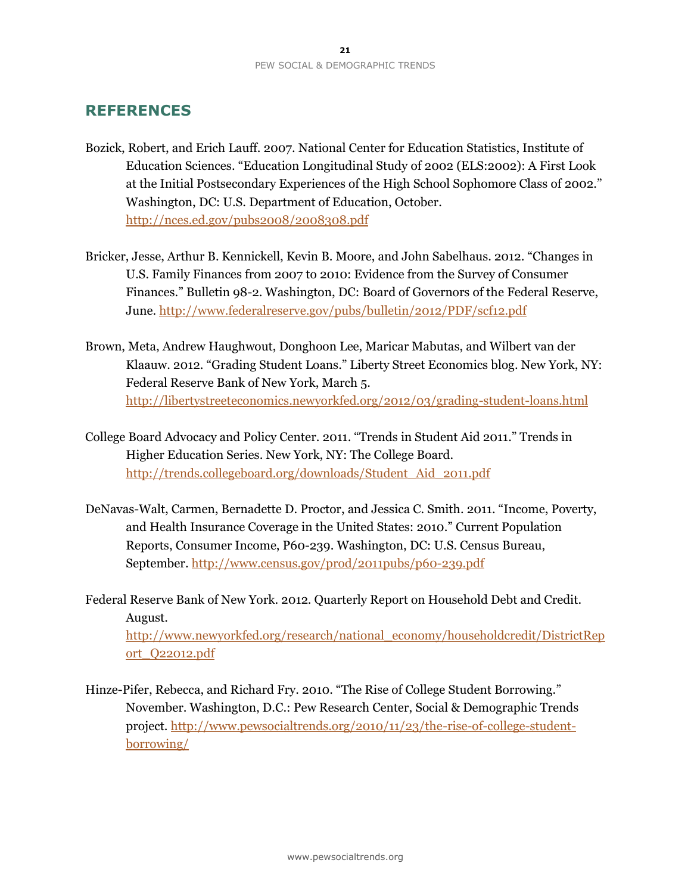## REFERENCES

Bozick, Robert, and Erich Lauff. 2007. National Center for Education Statistics, Institute of Education Sciences. "Education Longitudinal Study of 2002 (ELS:2002): A First Look at the Initial Postsecondary Experiences of the High School Sophomore Class of 2002." Washington, DC: U.S. Department of Education, October. http://nces.ed.gov/pubs2008/2008308.pdf

Bricker, Jesse, Arthur B. Kennickell, Kevin B. Moore, and John Sabelhaus. 2012. "Changes in U.S. Family Finances from 2007 to 2010: Evidence from the Survey of Consumer Finances." Bulletin 98-2. Washington, DC: Board of Governors of the Federal Reserve, June. http://www.federalreserve.gov/pubs/bulletin/2012/PDF/scf12.pdf

Brown, Meta, Andrew Haughwout, Donghoon Lee, Maricar Mabutas, and Wilbert van der Klaauw. 2012. "Grading Student Loans." Liberty Street Economics blog. New York, NY: Federal Reserve Bank of New York, March 5. http://libertystreeteconomics.newyorkfed.org/2012/03/grading-student-loans.html

College Board Advocacy and Policy Center. 2011. "Trends in Student Aid 2011." Trends in Higher Education Series. New York, NY: The College Board. http://trends.collegeboard.org/downloads/Student_Aid_2011.pdf

DeNavas-Walt, Carmen, Bernadette D. Proctor, and Jessica C. Smith. 2011. "Income, Poverty, and Health Insurance Coverage in the United States: 2010." Current Population Reports, Consumer Income, P60-239. Washington, DC: U.S. Census Bureau, September. http://www.census.gov/prod/2011pubs/p60-239.pdf

Federal Reserve Bank of New York. 2012. Quarterly Report on Household Debt and Credit. August. http://www.newyorkfed.org/research/national_economy/householdcredit/DistrictReport_Q22012.pdf

Hinze-Pifer, Rebecca, and Richard Fry. 2010. "The Rise of College Student Borrowing." November. Washington, D.C.: Pew Research Center, Social & Demographic Trends project. http://www.pewsocialtrends.org/2010/11/23/the-rise-of-college-student-borrowing/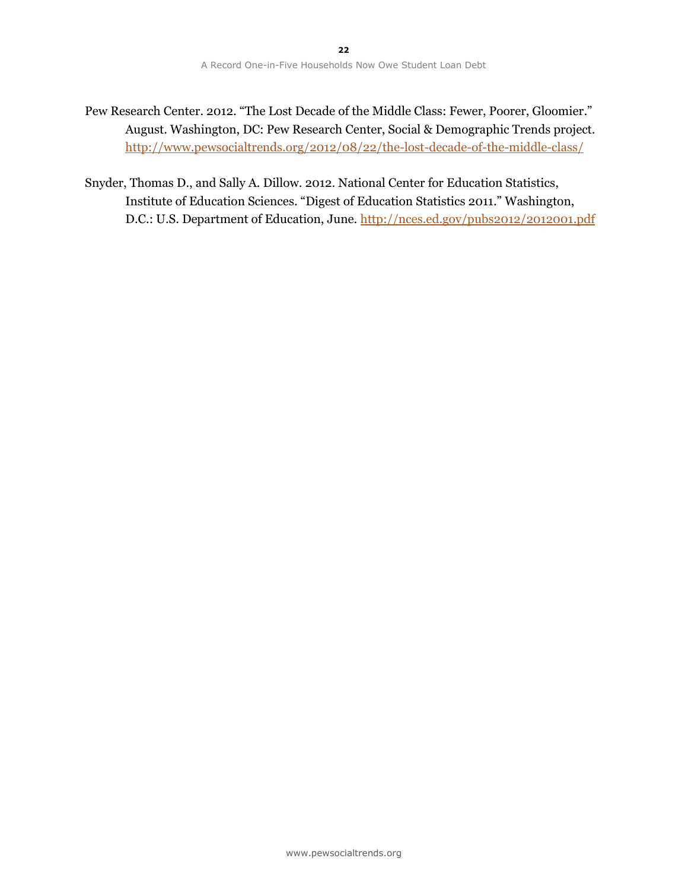Pew Research Center. 2012. "The Lost Decade of the Middle Class: Fewer, Poorer, Gloomier." August. Washington, DC: Pew Research Center, Social & Demographic Trends project. http://www.pewsocialtrends.org/2012/08/22/the-lost-decade-of-the-middle-class/

Snyder, Thomas D., and Sally A. Dillow. 2012. National Center for Education Statistics, Institute of Education Sciences. "Digest of Education Statistics 2011." Washington, D.C.: U.S. Department of Education, June. http://nces.ed.gov/pubs2012/2012001.pdf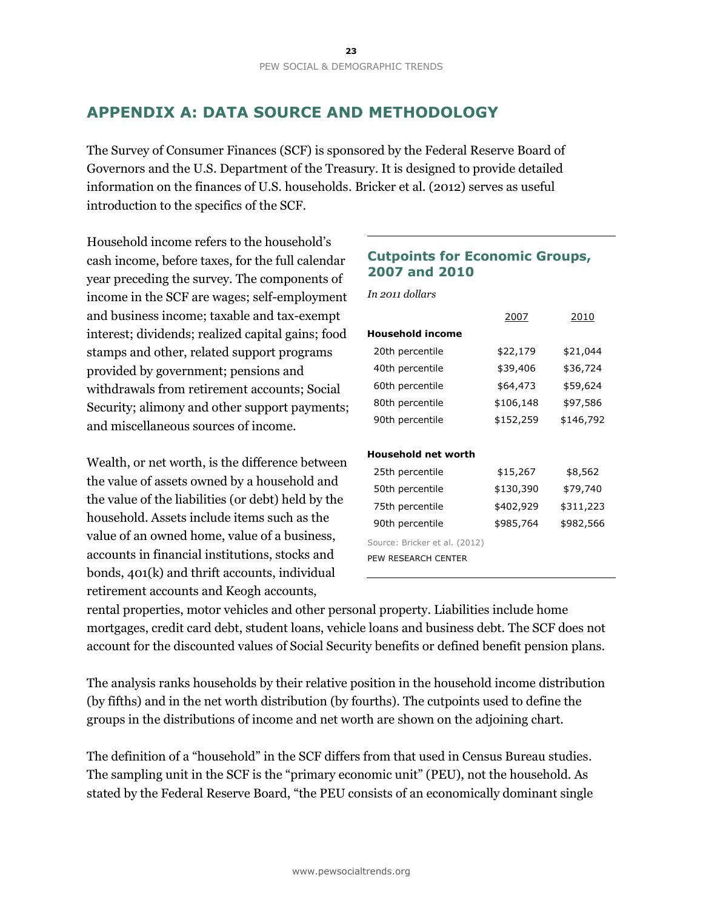## APPENDIX A: DATA SOURCE AND METHODOLOGY

The Survey of Consumer Finances (SCF) is sponsored by the Federal Reserve Board of Governors and the U.S. Department of the Treasury. It is designed to provide detailed information on the finances of U.S. households. Bricker et al. (2012) serves as useful introduction to the specifics of the SCF.

Household income refers to the household's cash income, before taxes, for the full calendar year preceding the survey. The components of income in the SCF are wages; self-employment and business income; taxable and tax-exempt interest; dividends; realized capital gains; food stamps and other, related support programs provided by government; pensions and withdrawals from retirement accounts; Social Security; alimony and other support payments; and miscellaneous sources of income.

### Cutpoints for Economic Groups, 2007 and 2010

*In 2011 dollars*

| | 2007 | 2010 |
|---|---|---|
| **Household income** | | |
| 20th percentile | $22,179 | $21,044 |
| 40th percentile | $39,406 | $36,724 |
| 60th percentile | $64,473 | $59,624 |
| 80th percentile | $106,148 | $97,586 |
| 90th percentile | $152,259 | $146,792 |
| **Household net worth** | | |
| 25th percentile | $15,267 | $8,562 |
| 50th percentile | $130,390 | $79,740 |
| 75th percentile | $402,929 | $311,223 |
| 90th percentile | $985,764 | $982,566 |

Source: Bricker et al. (2012)

PEW RESEARCH CENTER

Wealth, or net worth, is the difference between the value of assets owned by a household and the value of the liabilities (or debt) held by the household. Assets include items such as the value of an owned home, value of a business, accounts in financial institutions, stocks and bonds, 401(k) and thrift accounts, individual retirement accounts and Keogh accounts, rental properties, motor vehicles and other personal property. Liabilities include home mortgages, credit card debt, student loans, vehicle loans and business debt. The SCF does not account for the discounted values of Social Security benefits or defined benefit pension plans.

The analysis ranks households by their relative position in the household income distribution (by fifths) and in the net worth distribution (by fourths). The cutpoints used to define the groups in the distributions of income and net worth are shown on the adjoining chart.

The definition of a "household" in the SCF differs from that used in Census Bureau studies. The sampling unit in the SCF is the "primary economic unit" (PEU), not the household. As stated by the Federal Reserve Board, "the PEU consists of an economically dominant single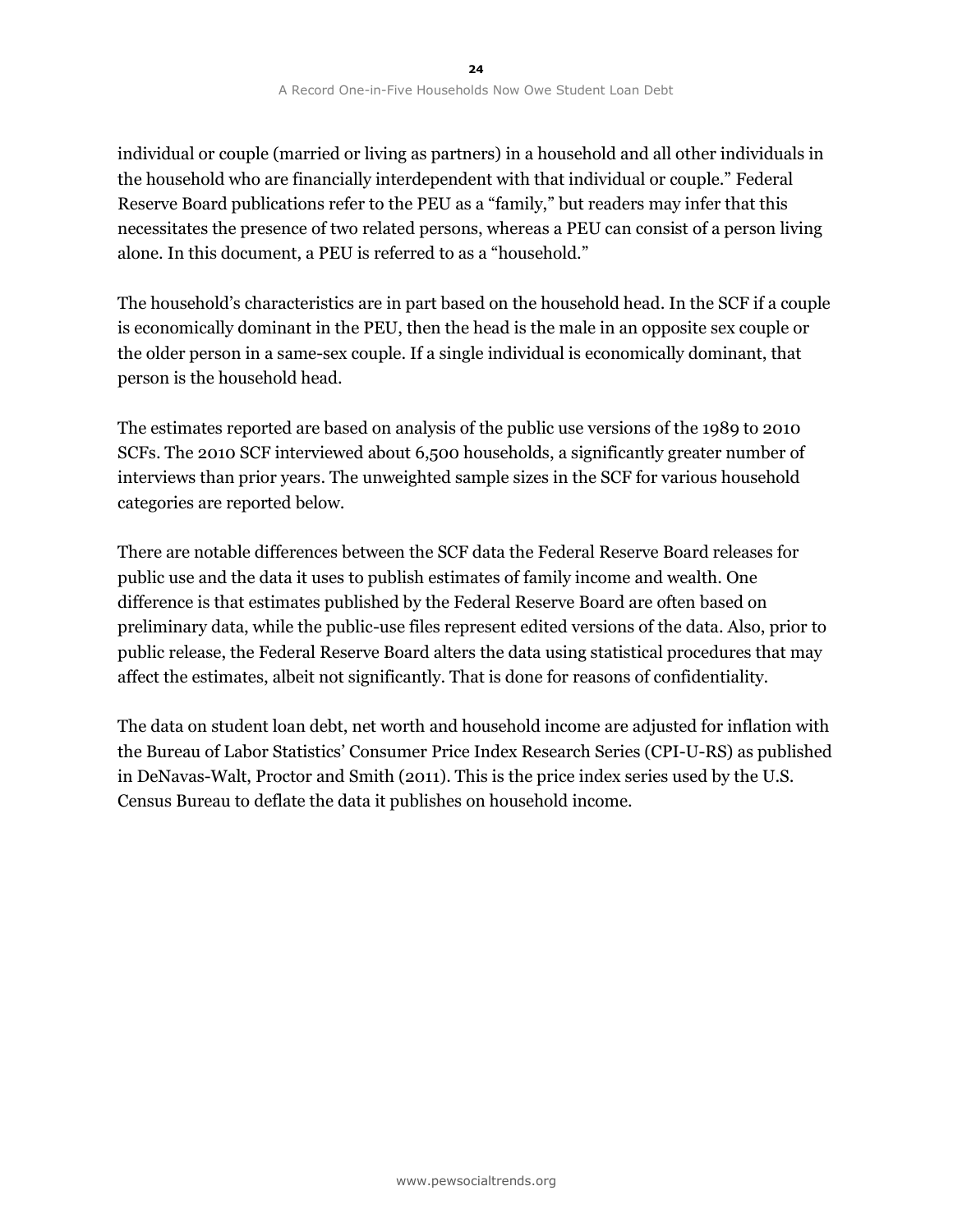individual or couple (married or living as partners) in a household and all other individuals in the household who are financially interdependent with that individual or couple." Federal Reserve Board publications refer to the PEU as a "family," but readers may infer that this necessitates the presence of two related persons, whereas a PEU can consist of a person living alone. In this document, a PEU is referred to as a "household."

The household's characteristics are in part based on the household head. In the SCF if a couple is economically dominant in the PEU, then the head is the male in an opposite sex couple or the older person in a same-sex couple. If a single individual is economically dominant, that person is the household head.

The estimates reported are based on analysis of the public use versions of the 1989 to 2010 SCFs. The 2010 SCF interviewed about 6,500 households, a significantly greater number of interviews than prior years. The unweighted sample sizes in the SCF for various household categories are reported below.

There are notable differences between the SCF data the Federal Reserve Board releases for public use and the data it uses to publish estimates of family income and wealth. One difference is that estimates published by the Federal Reserve Board are often based on preliminary data, while the public-use files represent edited versions of the data. Also, prior to public release, the Federal Reserve Board alters the data using statistical procedures that may affect the estimates, albeit not significantly. That is done for reasons of confidentiality.

The data on student loan debt, net worth and household income are adjusted for inflation with the Bureau of Labor Statistics' Consumer Price Index Research Series (CPI-U-RS) as published in DeNavas-Walt, Proctor and Smith (2011). This is the price index series used by the U.S. Census Bureau to deflate the data it publishes on household income.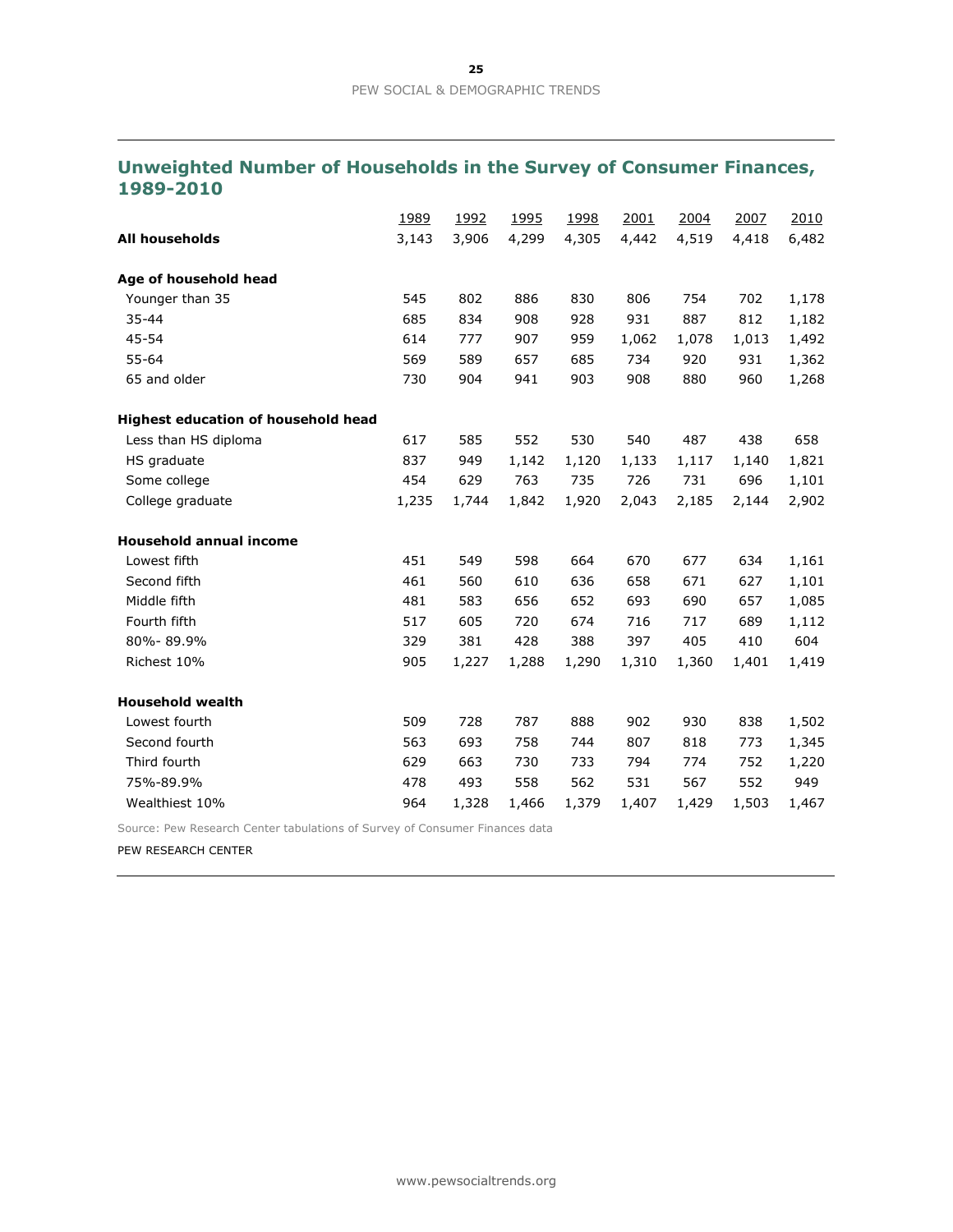## Unweighted Number of Households in the Survey of Consumer Finances, 1989-2010

| | 1989 | 1992 | 1995 | 1998 | 2001 | 2004 | 2007 | 2010 |
|---|---|---|---|---|---|---|---|---|
| **All households** | 3,143 | 3,906 | 4,299 | 4,305 | 4,442 | 4,519 | 4,418 | 6,482 |
| **Age of household head** | | | | | | | | |
| Younger than 35 | 545 | 802 | 886 | 830 | 806 | 754 | 702 | 1,178 |
| 35-44 | 685 | 834 | 908 | 928 | 931 | 887 | 812 | 1,182 |
| 45-54 | 614 | 777 | 907 | 959 | 1,062 | 1,078 | 1,013 | 1,492 |
| 55-64 | 569 | 589 | 657 | 685 | 734 | 920 | 931 | 1,362 |
| 65 and older | 730 | 904 | 941 | 903 | 908 | 880 | 960 | 1,268 |
| **Highest education of household head** | | | | | | | | |
| Less than HS diploma | 617 | 585 | 552 | 530 | 540 | 487 | 438 | 658 |
| HS graduate | 837 | 949 | 1,142 | 1,120 | 1,133 | 1,117 | 1,140 | 1,821 |
| Some college | 454 | 629 | 763 | 735 | 726 | 731 | 696 | 1,101 |
| College graduate | 1,235 | 1,744 | 1,842 | 1,920 | 2,043 | 2,185 | 2,144 | 2,902 |
| **Household annual income** | | | | | | | | |
| Lowest fifth | 451 | 549 | 598 | 664 | 670 | 677 | 634 | 1,161 |
| Second fifth | 461 | 560 | 610 | 636 | 658 | 671 | 627 | 1,101 |
| Middle fifth | 481 | 583 | 656 | 652 | 693 | 690 | 657 | 1,085 |
| Fourth fifth | 517 | 605 | 720 | 674 | 716 | 717 | 689 | 1,112 |
| 80%- 89.9% | 329 | 381 | 428 | 388 | 397 | 405 | 410 | 604 |
| Richest 10% | 905 | 1,227 | 1,288 | 1,290 | 1,310 | 1,360 | 1,401 | 1,419 |
| **Household wealth** | | | | | | | | |
| Lowest fourth | 509 | 728 | 787 | 888 | 902 | 930 | 838 | 1,502 |
| Second fourth | 563 | 693 | 758 | 744 | 807 | 818 | 773 | 1,345 |
| Third fourth | 629 | 663 | 730 | 733 | 794 | 774 | 752 | 1,220 |
| 75%-89.9% | 478 | 493 | 558 | 562 | 531 | 567 | 552 | 949 |
| Wealthiest 10% | 964 | 1,328 | 1,466 | 1,379 | 1,407 | 1,429 | 1,503 | 1,467 |

Source: Pew Research Center tabulations of Survey of Consumer Finances data

PEW RESEARCH CENTER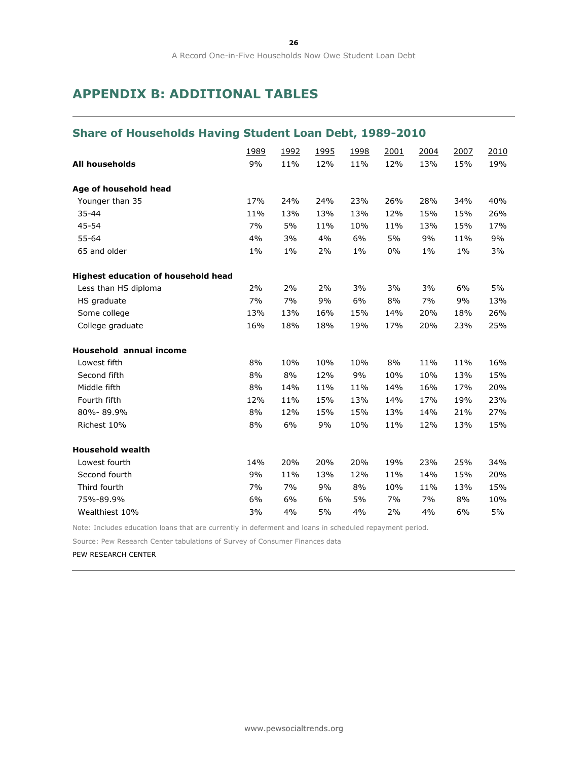## APPENDIX B: ADDITIONAL TABLES

### Share of Households Having Student Loan Debt, 1989-2010

| | 1989 | 1992 | 1995 | 1998 | 2001 | 2004 | 2007 | 2010 |
|---|---|---|---|---|---|---|---|---|
| **All households** | 9% | 11% | 12% | 11% | 12% | 13% | 15% | 19% |
| **Age of household head** | | | | | | | | |
| Younger than 35 | 17% | 24% | 24% | 23% | 26% | 28% | 34% | 40% |
| 35-44 | 11% | 13% | 13% | 13% | 12% | 15% | 15% | 26% |
| 45-54 | 7% | 5% | 11% | 10% | 11% | 13% | 15% | 17% |
| 55-64 | 4% | 3% | 4% | 6% | 5% | 9% | 11% | 9% |
| 65 and older | 1% | 1% | 2% | 1% | 0% | 1% | 1% | 3% |
| **Highest education of household head** | | | | | | | | |
| Less than HS diploma | 2% | 2% | 2% | 3% | 3% | 3% | 6% | 5% |
| HS graduate | 7% | 7% | 9% | 6% | 8% | 7% | 9% | 13% |
| Some college | 13% | 13% | 16% | 15% | 14% | 20% | 18% | 26% |
| College graduate | 16% | 18% | 18% | 19% | 17% | 20% | 23% | 25% |
| **Household annual income** | | | | | | | | |
| Lowest fifth | 8% | 10% | 10% | 10% | 8% | 11% | 11% | 16% |
| Second fifth | 8% | 8% | 12% | 9% | 10% | 10% | 13% | 15% |
| Middle fifth | 8% | 14% | 11% | 11% | 14% | 16% | 17% | 20% |
| Fourth fifth | 12% | 11% | 15% | 13% | 14% | 17% | 19% | 23% |
| 80%- 89.9% | 8% | 12% | 15% | 15% | 13% | 14% | 21% | 27% |
| Richest 10% | 8% | 6% | 9% | 10% | 11% | 12% | 13% | 15% |
| **Household wealth** | | | | | | | | |
| Lowest fourth | 14% | 20% | 20% | 20% | 19% | 23% | 25% | 34% |
| Second fourth | 9% | 11% | 13% | 12% | 11% | 14% | 15% | 20% |
| Third fourth | 7% | 7% | 9% | 8% | 10% | 11% | 13% | 15% |
| 75%-89.9% | 6% | 6% | 6% | 5% | 7% | 7% | 8% | 10% |
| Wealthiest 10% | 3% | 4% | 5% | 4% | 2% | 4% | 6% | 5% |

Note: Includes education loans that are currently in deferment and loans in scheduled repayment period.

Source: Pew Research Center tabulations of Survey of Consumer Finances data

PEW RESEARCH CENTER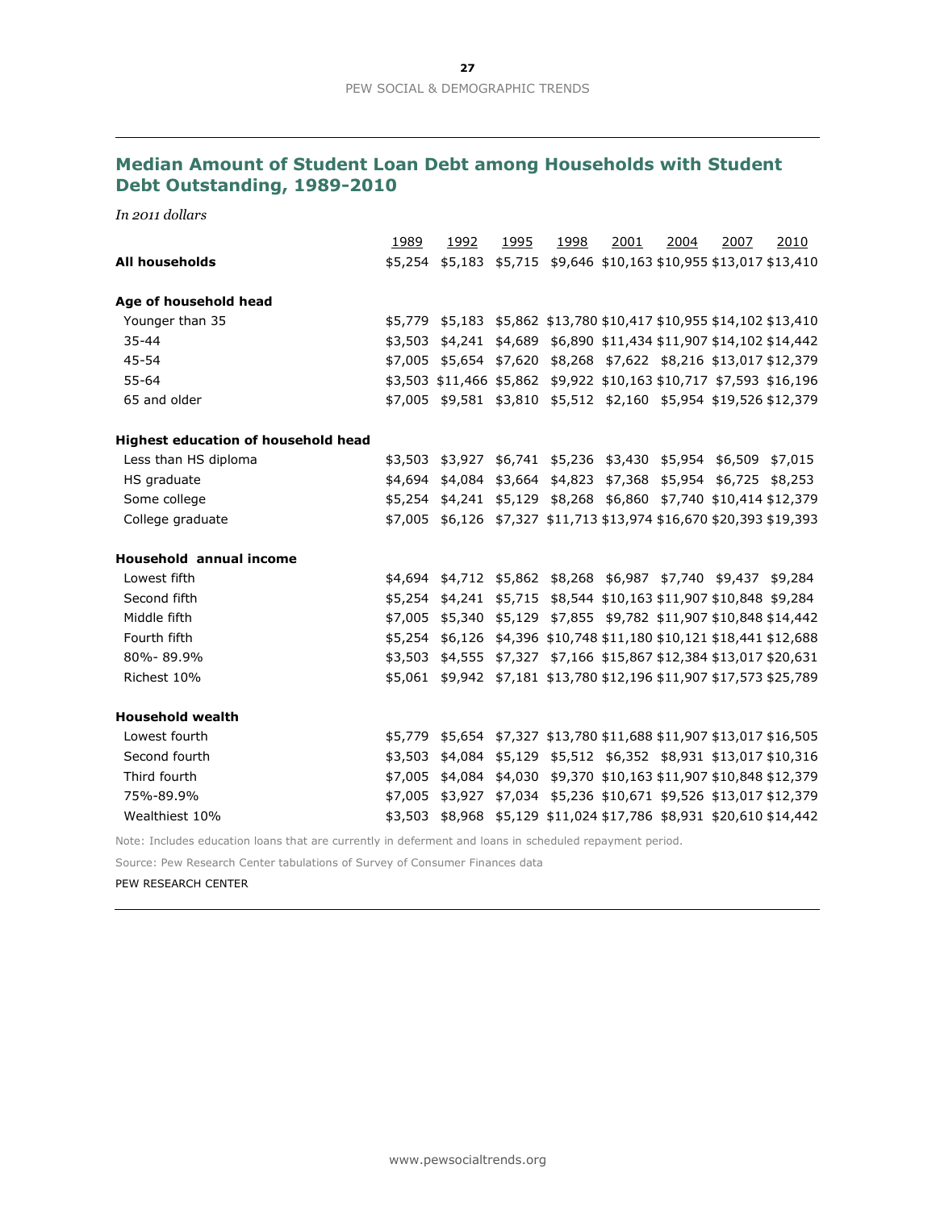## Median Amount of Student Loan Debt among Households with Student Debt Outstanding, 1989-2010

*In 2011 dollars*

| | 1989 | 1992 | 1995 | 1998 | 2001 | 2004 | 2007 | 2010 |
|---|---|---|---|---|---|---|---|---|
| **All households** | $5,254 | $5,183 | $5,715 | $9,646 | $10,163 | $10,955 | $13,017 | $13,410 |
| **Age of household head** | | | | | | | | |
| Younger than 35 | $5,779 | $5,183 | $5,862 | $13,780 | $10,417 | $10,955 | $14,102 | $13,410 |
| 35-44 | $3,503 | $4,241 | $4,689 | $6,890 | $11,434 | $11,907 | $14,102 | $14,442 |
| 45-54 | $7,005 | $5,654 | $7,620 | $8,268 | $7,622 | $8,216 | $13,017 | $12,379 |
| 55-64 | $3,503 | $11,466 | $5,862 | $9,922 | $10,163 | $10,717 | $7,593 | $16,196 |
| 65 and older | $7,005 | $9,581 | $3,810 | $5,512 | $2,160 | $5,954 | $19,526 | $12,379 |
| **Highest education of household head** | | | | | | | | |
| Less than HS diploma | $3,503 | $3,927 | $6,741 | $5,236 | $3,430 | $5,954 | $6,509 | $7,015 |
| HS graduate | $4,694 | $4,084 | $3,664 | $4,823 | $7,368 | $5,954 | $6,725 | $8,253 |
| Some college | $5,254 | $4,241 | $5,129 | $8,268 | $6,860 | $7,740 | $10,414 | $12,379 |
| College graduate | $7,005 | $6,126 | $7,327 | $11,713 | $13,974 | $16,670 | $20,393 | $19,393 |
| **Household annual income** | | | | | | | | |
| Lowest fifth | $4,694 | $4,712 | $5,862 | $8,268 | $6,987 | $7,740 | $9,437 | $9,284 |
| Second fifth | $5,254 | $4,241 | $5,715 | $8,544 | $10,163 | $11,907 | $10,848 | $9,284 |
| Middle fifth | $7,005 | $5,340 | $5,129 | $7,855 | $9,782 | $11,907 | $10,848 | $14,442 |
| Fourth fifth | $5,254 | $6,126 | $4,396 | $10,748 | $11,180 | $10,121 | $18,441 | $12,688 |
| 80%- 89.9% | $3,503 | $4,555 | $7,327 | $7,166 | $15,867 | $12,384 | $13,017 | $20,631 |
| Richest 10% | $5,061 | $9,942 | $7,181 | $13,780 | $12,196 | $11,907 | $17,573 | $25,789 |
| **Household wealth** | | | | | | | | |
| Lowest fourth | $5,779 | $5,654 | $7,327 | $13,780 | $11,688 | $11,907 | $13,017 | $16,505 |
| Second fourth | $3,503 | $4,084 | $5,129 | $5,512 | $6,352 | $8,931 | $13,017 | $10,316 |
| Third fourth | $7,005 | $4,084 | $4,030 | $9,370 | $10,163 | $11,907 | $10,848 | $12,379 |
| 75%-89.9% | $7,005 | $3,927 | $7,034 | $5,236 | $10,671 | $9,526 | $13,017 | $12,379 |
| Wealthiest 10% | $3,503 | $8,968 | $5,129 | $11,024 | $17,786 | $8,931 | $20,610 | $14,442 |

Note: Includes education loans that are currently in deferment and loans in scheduled repayment period.

Source: Pew Research Center tabulations of Survey of Consumer Finances data

PEW RESEARCH CENTER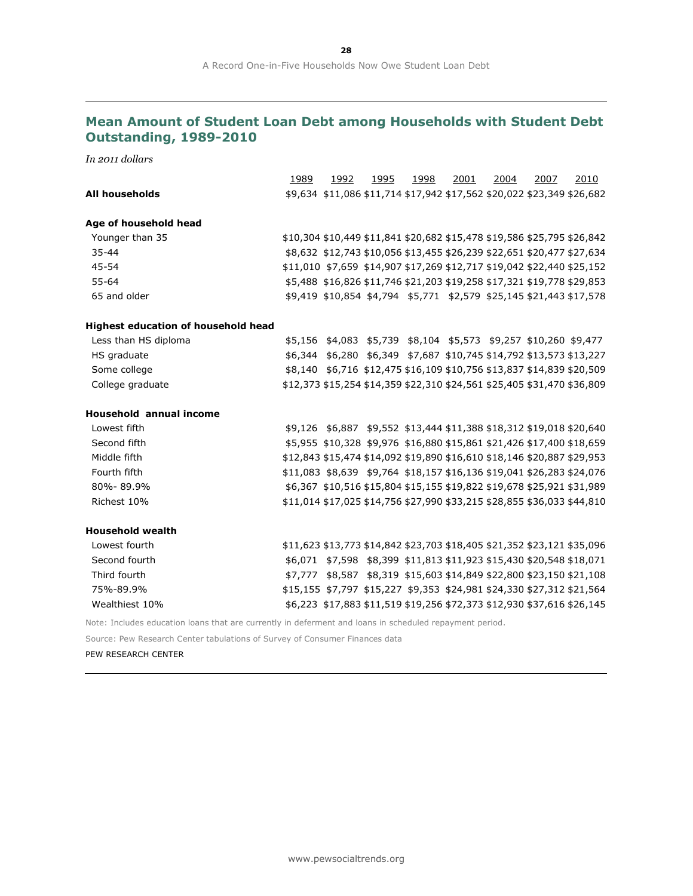## Mean Amount of Student Loan Debt among Households with Student Debt Outstanding, 1989-2010

*In 2011 dollars*

| | 1989 | 1992 | 1995 | 1998 | 2001 | 2004 | 2007 | 2010 |
|---|---|---|---|---|---|---|---|---|
| **All households** | $9,634 | $11,086 | $11,714 | $17,942 | $17,562 | $20,022 | $23,349 | $26,682 |
| **Age of household head** | | | | | | | | |
| Younger than 35 | $10,304 | $10,449 | $11,841 | $20,682 | $15,478 | $19,586 | $25,795 | $26,842 |
| 35-44 | $8,632 | $12,743 | $10,056 | $13,455 | $26,239 | $22,651 | $20,477 | $27,634 |
| 45-54 | $11,010 | $7,659 | $14,907 | $17,269 | $12,717 | $19,042 | $22,440 | $25,152 |
| 55-64 | $5,488 | $16,826 | $11,746 | $21,203 | $19,258 | $17,321 | $19,778 | $29,853 |
| 65 and older | $9,419 | $10,854 | $4,794 | $5,771 | $2,579 | $25,145 | $21,443 | $17,578 |
| **Highest education of household head** | | | | | | | | |
| Less than HS diploma | $5,156 | $4,083 | $5,739 | $8,104 | $5,573 | $9,257 | $10,260 | $9,477 |
| HS graduate | $6,344 | $6,280 | $6,349 | $7,687 | $10,745 | $14,792 | $13,573 | $13,227 |
| Some college | $8,140 | $6,716 | $12,475 | $16,109 | $10,756 | $13,837 | $14,839 | $20,509 |
| College graduate | $12,373 | $15,254 | $14,359 | $22,310 | $24,561 | $25,405 | $31,470 | $36,809 |
| **Household annual income** | | | | | | | | |
| Lowest fifth | $9,126 | $6,887 | $9,552 | $13,444 | $11,388 | $18,312 | $19,018 | $20,640 |
| Second fifth | $5,955 | $10,328 | $9,976 | $16,880 | $15,861 | $21,426 | $17,400 | $18,659 |
| Middle fifth | $12,843 | $15,474 | $14,092 | $19,890 | $16,610 | $18,146 | $20,887 | $29,953 |
| Fourth fifth | $11,083 | $8,639 | $9,764 | $18,157 | $16,136 | $19,041 | $26,283 | $24,076 |
| 80%- 89.9% | $6,367 | $10,516 | $15,804 | $15,155 | $19,822 | $19,678 | $25,921 | $31,989 |
| Richest 10% | $11,014 | $17,025 | $14,756 | $27,990 | $33,215 | $28,855 | $36,033 | $44,810 |
| **Household wealth** | | | | | | | | |
| Lowest fourth | $11,623 | $13,773 | $14,842 | $23,703 | $18,405 | $21,352 | $23,121 | $35,096 |
| Second fourth | $6,071 | $7,598 | $8,399 | $11,813 | $11,923 | $15,430 | $20,548 | $18,071 |
| Third fourth | $7,777 | $8,587 | $8,319 | $15,603 | $14,849 | $22,800 | $23,150 | $21,108 |
| 75%-89.9% | $15,155 | $7,797 | $15,227 | $9,353 | $24,981 | $24,330 | $27,312 | $21,564 |
| Wealthiest 10% | $6,223 | $17,883 | $11,519 | $19,256 | $72,373 | $12,930 | $37,616 | $26,145 |

Note: Includes education loans that are currently in deferment and loans in scheduled repayment period.

Source: Pew Research Center tabulations of Survey of Consumer Finances data

PEW RESEARCH CENTER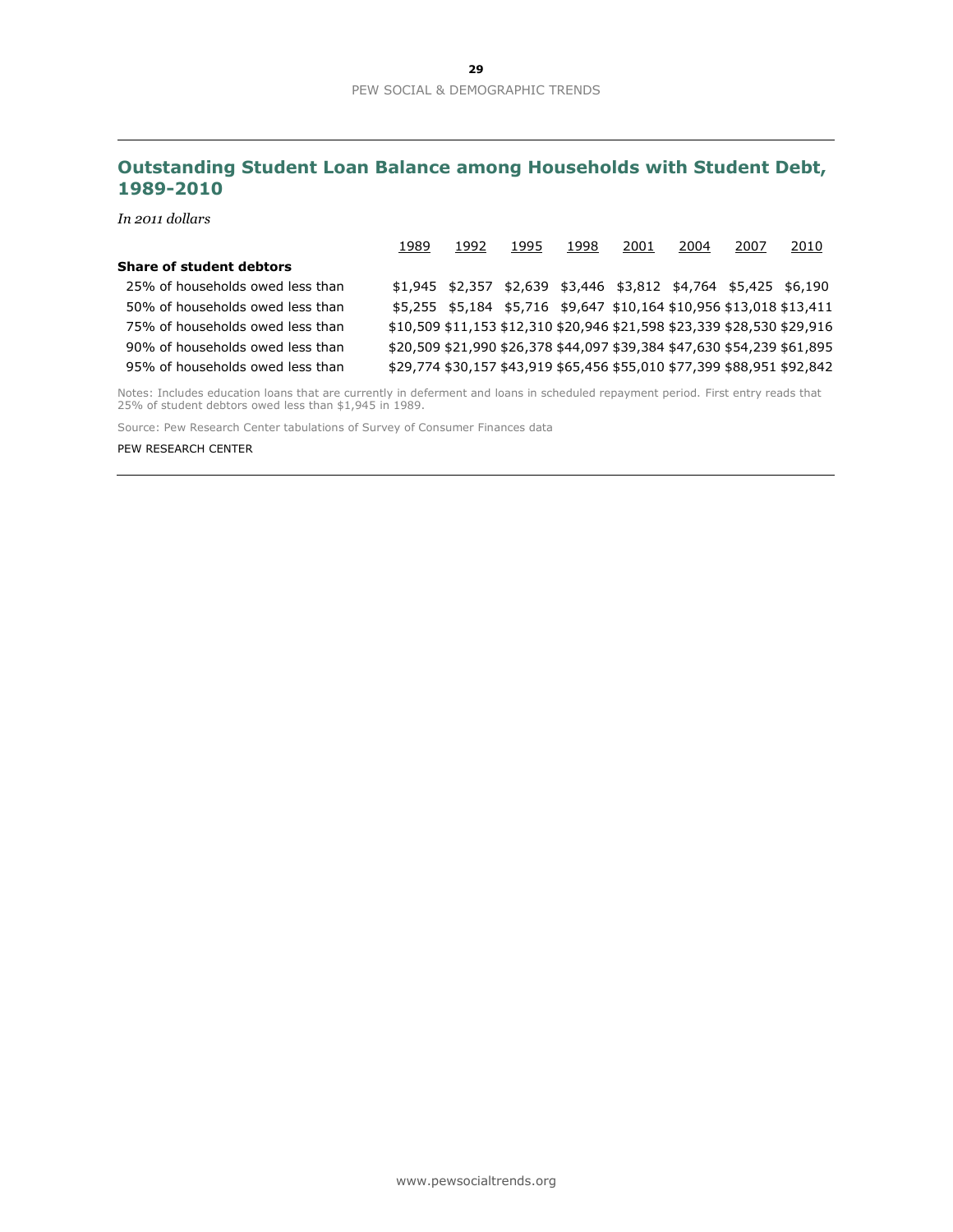## Outstanding Student Loan Balance among Households with Student Debt, 1989-2010

*In 2011 dollars*

| | 1989 | 1992 | 1995 | 1998 | 2001 | 2004 | 2007 | 2010 |
|---|---|---|---|---|---|---|---|---|
| **Share of student debtors** | | | | | | | | |
| 25% of households owed less than | $1,945 | $2,357 | $2,639 | $3,446 | $3,812 | $4,764 | $5,425 | $6,190 |
| 50% of households owed less than | $5,255 | $5,184 | $5,716 | $9,647 | $10,164 | $10,956 | $13,018 | $13,411 |
| 75% of households owed less than | $10,509 | $11,153 | $12,310 | $20,946 | $21,598 | $23,339 | $28,530 | $29,916 |
| 90% of households owed less than | $20,509 | $21,990 | $26,378 | $44,097 | $39,384 | $47,630 | $54,239 | $61,895 |
| 95% of households owed less than | $29,774 | $30,157 | $43,919 | $65,456 | $55,010 | $77,399 | $88,951 | $92,842 |

Notes: Includes education loans that are currently in deferment and loans in scheduled repayment period. First entry reads that 25% of student debtors owed less than $1,945 in 1989.

Source: Pew Research Center tabulations of Survey of Consumer Finances data

PEW RESEARCH CENTER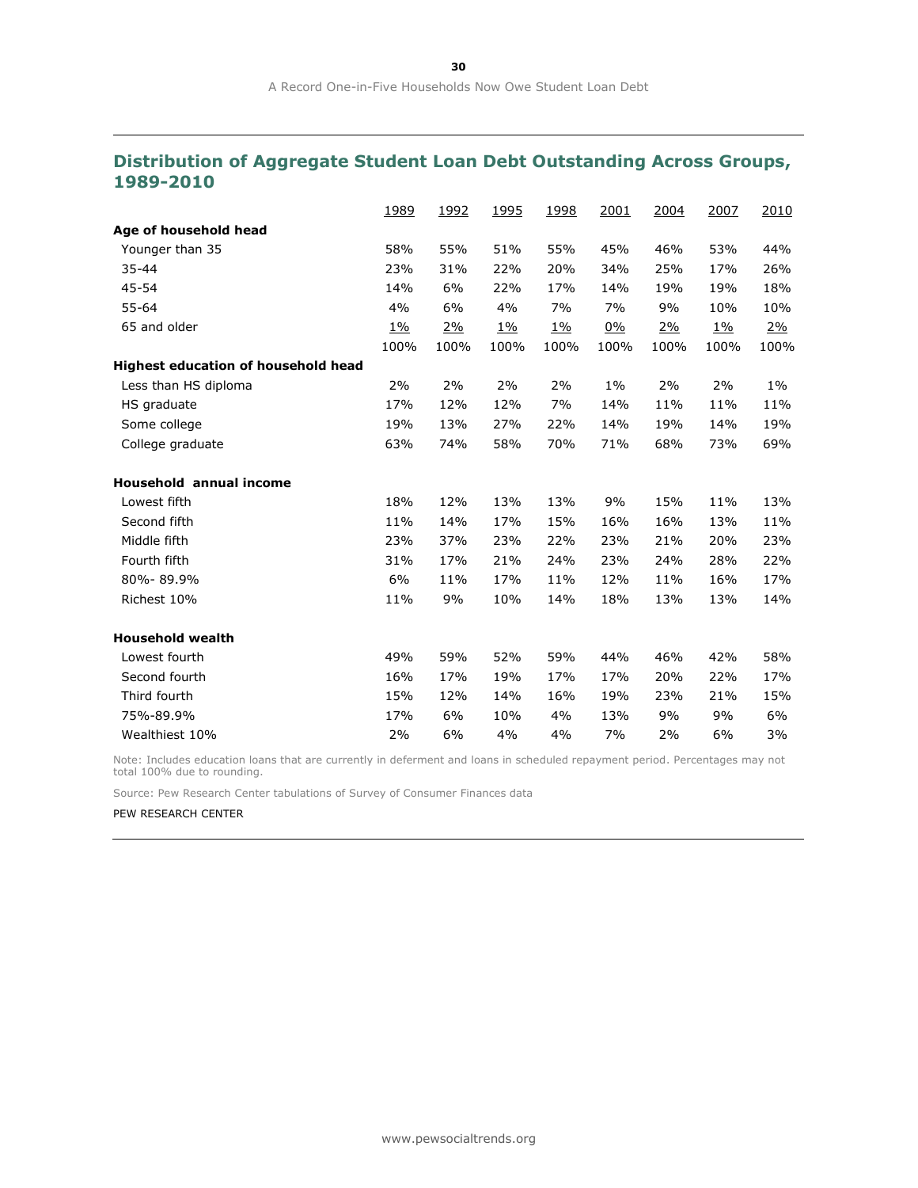## Distribution of Aggregate Student Loan Debt Outstanding Across Groups, 1989-2010

| | 1989 | 1992 | 1995 | 1998 | 2001 | 2004 | 2007 | 2010 |
|---|---|---|---|---|---|---|---|---|
| **Age of household head** | | | | | | | | |
| Younger than 35 | 58% | 55% | 51% | 55% | 45% | 46% | 53% | 44% |
| 35-44 | 23% | 31% | 22% | 20% | 34% | 25% | 17% | 26% |
| 45-54 | 14% | 6% | 22% | 17% | 14% | 19% | 19% | 18% |
| 55-64 | 4% | 6% | 4% | 7% | 7% | 9% | 10% | 10% |
| 65 and older | 1% | 2% | 1% | 1% | 0% | 2% | 1% | 2% |
| | 100% | 100% | 100% | 100% | 100% | 100% | 100% | 100% |
| **Highest education of household head** | | | | | | | | |
| Less than HS diploma | 2% | 2% | 2% | 2% | 1% | 2% | 2% | 1% |
| HS graduate | 17% | 12% | 12% | 7% | 14% | 11% | 11% | 11% |
| Some college | 19% | 13% | 27% | 22% | 14% | 19% | 14% | 19% |
| College graduate | 63% | 74% | 58% | 70% | 71% | 68% | 73% | 69% |
| **Household annual income** | | | | | | | | |
| Lowest fifth | 18% | 12% | 13% | 13% | 9% | 15% | 11% | 13% |
| Second fifth | 11% | 14% | 17% | 15% | 16% | 16% | 13% | 11% |
| Middle fifth | 23% | 37% | 23% | 22% | 23% | 21% | 20% | 23% |
| Fourth fifth | 31% | 17% | 21% | 24% | 23% | 24% | 28% | 22% |
| 80%- 89.9% | 6% | 11% | 17% | 11% | 12% | 11% | 16% | 17% |
| Richest 10% | 11% | 9% | 10% | 14% | 18% | 13% | 13% | 14% |
| **Household wealth** | | | | | | | | |
| Lowest fourth | 49% | 59% | 52% | 59% | 44% | 46% | 42% | 58% |
| Second fourth | 16% | 17% | 19% | 17% | 17% | 20% | 22% | 17% |
| Third fourth | 15% | 12% | 14% | 16% | 19% | 23% | 21% | 15% |
| 75%-89.9% | 17% | 6% | 10% | 4% | 13% | 9% | 9% | 6% |
| Wealthiest 10% | 2% | 6% | 4% | 4% | 7% | 2% | 6% | 3% |

Note: Includes education loans that are currently in deferment and loans in scheduled repayment period. Percentages may not total 100% due to rounding.

Source: Pew Research Center tabulations of Survey of Consumer Finances data

PEW RESEARCH CENTER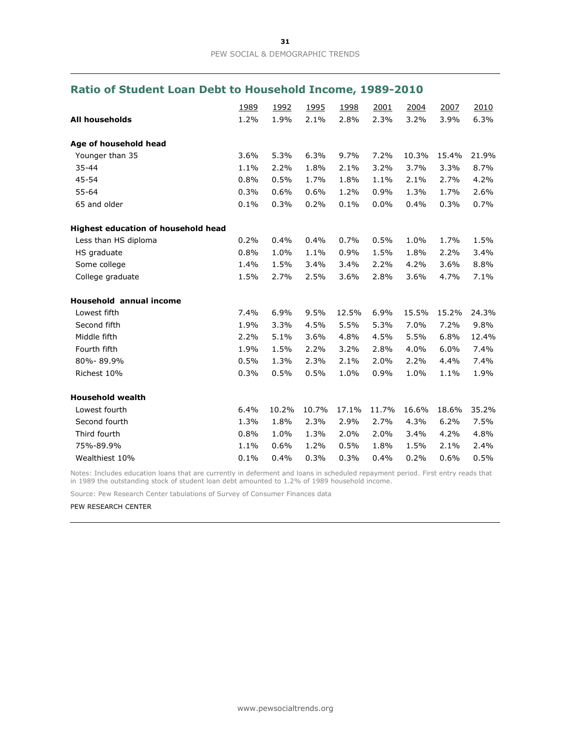## Ratio of Student Loan Debt to Household Income, 1989-2010

| | 1989 | 1992 | 1995 | 1998 | 2001 | 2004 | 2007 | 2010 |
|---|---|---|---|---|---|---|---|---|
| **All households** | 1.2% | 1.9% | 2.1% | 2.8% | 2.3% | 3.2% | 3.9% | 6.3% |
| **Age of household head** | | | | | | | | |
| Younger than 35 | 3.6% | 5.3% | 6.3% | 9.7% | 7.2% | 10.3% | 15.4% | 21.9% |
| 35-44 | 1.1% | 2.2% | 1.8% | 2.1% | 3.2% | 3.7% | 3.3% | 8.7% |
| 45-54 | 0.8% | 0.5% | 1.7% | 1.8% | 1.1% | 2.1% | 2.7% | 4.2% |
| 55-64 | 0.3% | 0.6% | 0.6% | 1.2% | 0.9% | 1.3% | 1.7% | 2.6% |
| 65 and older | 0.1% | 0.3% | 0.2% | 0.1% | 0.0% | 0.4% | 0.3% | 0.7% |
| **Highest education of household head** | | | | | | | | |
| Less than HS diploma | 0.2% | 0.4% | 0.4% | 0.7% | 0.5% | 1.0% | 1.7% | 1.5% |
| HS graduate | 0.8% | 1.0% | 1.1% | 0.9% | 1.5% | 1.8% | 2.2% | 3.4% |
| Some college | 1.4% | 1.5% | 3.4% | 3.4% | 2.2% | 4.2% | 3.6% | 8.8% |
| College graduate | 1.5% | 2.7% | 2.5% | 3.6% | 2.8% | 3.6% | 4.7% | 7.1% |
| **Household annual income** | | | | | | | | |
| Lowest fifth | 7.4% | 6.9% | 9.5% | 12.5% | 6.9% | 15.5% | 15.2% | 24.3% |
| Second fifth | 1.9% | 3.3% | 4.5% | 5.5% | 5.3% | 7.0% | 7.2% | 9.8% |
| Middle fifth | 2.2% | 5.1% | 3.6% | 4.8% | 4.5% | 5.5% | 6.8% | 12.4% |
| Fourth fifth | 1.9% | 1.5% | 2.2% | 3.2% | 2.8% | 4.0% | 6.0% | 7.4% |
| 80%- 89.9% | 0.5% | 1.3% | 2.3% | 2.1% | 2.0% | 2.2% | 4.4% | 7.4% |
| Richest 10% | 0.3% | 0.5% | 0.5% | 1.0% | 0.9% | 1.0% | 1.1% | 1.9% |
| **Household wealth** | | | | | | | | |
| Lowest fourth | 6.4% | 10.2% | 10.7% | 17.1% | 11.7% | 16.6% | 18.6% | 35.2% |
| Second fourth | 1.3% | 1.8% | 2.3% | 2.9% | 2.7% | 4.3% | 6.2% | 7.5% |
| Third fourth | 0.8% | 1.0% | 1.3% | 2.0% | 2.0% | 3.4% | 4.2% | 4.8% |
| 75%-89.9% | 1.1% | 0.6% | 1.2% | 0.5% | 1.8% | 1.5% | 2.1% | 2.4% |
| Wealthiest 10% | 0.1% | 0.4% | 0.3% | 0.3% | 0.4% | 0.2% | 0.6% | 0.5% |

Notes: Includes education loans that are currently in deferment and loans in scheduled repayment period. First entry reads that in 1989 the outstanding stock of student loan debt amounted to 1.2% of 1989 household income.

Source: Pew Research Center tabulations of Survey of Consumer Finances data

PEW RESEARCH CENTER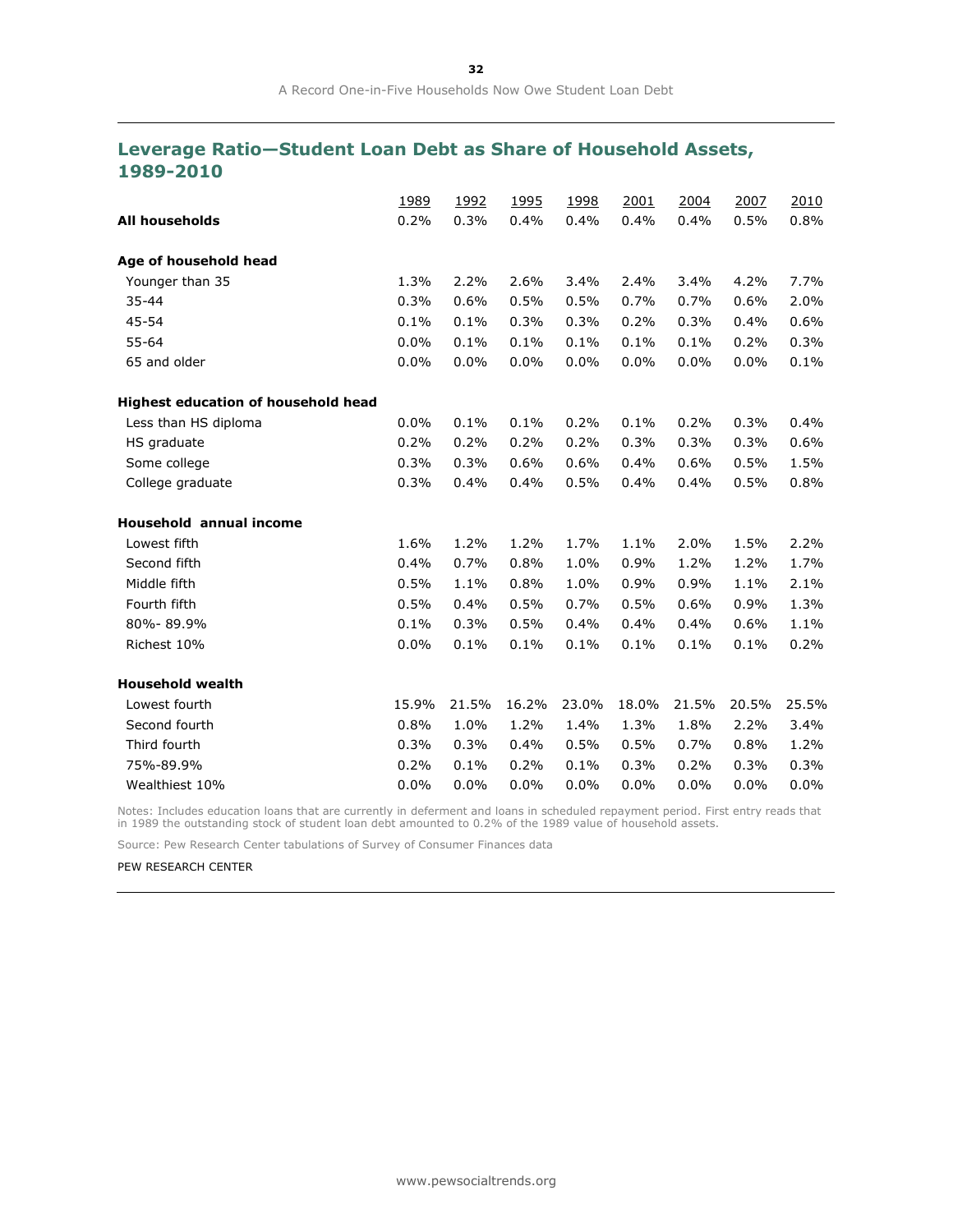## Leverage Ratio—Student Loan Debt as Share of Household Assets, 1989-2010

| | 1989 | 1992 | 1995 | 1998 | 2001 | 2004 | 2007 | 2010 |
|---|---|---|---|---|---|---|---|---|
| **All households** | 0.2% | 0.3% | 0.4% | 0.4% | 0.4% | 0.4% | 0.5% | 0.8% |
| **Age of household head** | | | | | | | | |
| Younger than 35 | 1.3% | 2.2% | 2.6% | 3.4% | 2.4% | 3.4% | 4.2% | 7.7% |
| 35-44 | 0.3% | 0.6% | 0.5% | 0.5% | 0.7% | 0.7% | 0.6% | 2.0% |
| 45-54 | 0.1% | 0.1% | 0.3% | 0.3% | 0.2% | 0.3% | 0.4% | 0.6% |
| 55-64 | 0.0% | 0.1% | 0.1% | 0.1% | 0.1% | 0.1% | 0.2% | 0.3% |
| 65 and older | 0.0% | 0.0% | 0.0% | 0.0% | 0.0% | 0.0% | 0.0% | 0.1% |
| **Highest education of household head** | | | | | | | | |
| Less than HS diploma | 0.0% | 0.1% | 0.1% | 0.2% | 0.1% | 0.2% | 0.3% | 0.4% |
| HS graduate | 0.2% | 0.2% | 0.2% | 0.2% | 0.3% | 0.3% | 0.3% | 0.6% |
| Some college | 0.3% | 0.3% | 0.6% | 0.6% | 0.4% | 0.6% | 0.5% | 1.5% |
| College graduate | 0.3% | 0.4% | 0.4% | 0.5% | 0.4% | 0.4% | 0.5% | 0.8% |
| **Household annual income** | | | | | | | | |
| Lowest fifth | 1.6% | 1.2% | 1.2% | 1.7% | 1.1% | 2.0% | 1.5% | 2.2% |
| Second fifth | 0.4% | 0.7% | 0.8% | 1.0% | 0.9% | 1.2% | 1.2% | 1.7% |
| Middle fifth | 0.5% | 1.1% | 0.8% | 1.0% | 0.9% | 0.9% | 1.1% | 2.1% |
| Fourth fifth | 0.5% | 0.4% | 0.5% | 0.7% | 0.5% | 0.6% | 0.9% | 1.3% |
| 80%- 89.9% | 0.1% | 0.3% | 0.5% | 0.4% | 0.4% | 0.4% | 0.6% | 1.1% |
| Richest 10% | 0.0% | 0.1% | 0.1% | 0.1% | 0.1% | 0.1% | 0.1% | 0.2% |
| **Household wealth** | | | | | | | | |
| Lowest fourth | 15.9% | 21.5% | 16.2% | 23.0% | 18.0% | 21.5% | 20.5% | 25.5% |
| Second fourth | 0.8% | 1.0% | 1.2% | 1.4% | 1.3% | 1.8% | 2.2% | 3.4% |
| Third fourth | 0.3% | 0.3% | 0.4% | 0.5% | 0.5% | 0.7% | 0.8% | 1.2% |
| 75%-89.9% | 0.2% | 0.1% | 0.2% | 0.1% | 0.3% | 0.2% | 0.3% | 0.3% |
| Wealthiest 10% | 0.0% | 0.0% | 0.0% | 0.0% | 0.0% | 0.0% | 0.0% | 0.0% |

Notes: Includes education loans that are currently in deferment and loans in scheduled repayment period. First entry reads that in 1989 the outstanding stock of student loan debt amounted to 0.2% of the 1989 value of household assets.

Source: Pew Research Center tabulations of Survey of Consumer Finances data

PEW RESEARCH CENTER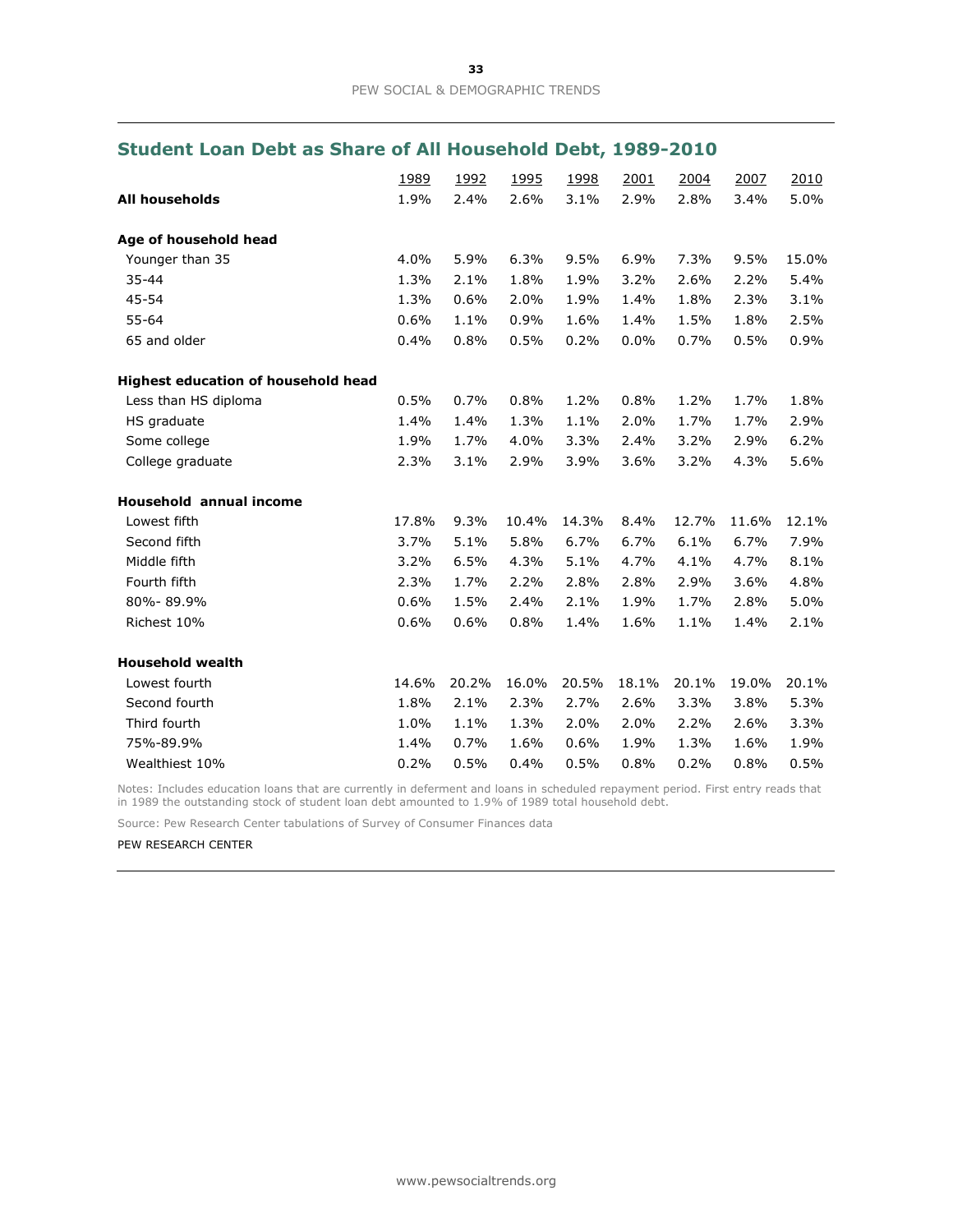## Student Loan Debt as Share of All Household Debt, 1989-2010

| | 1989 | 1992 | 1995 | 1998 | 2001 | 2004 | 2007 | 2010 |
|---|---|---|---|---|---|---|---|---|
| **All households** | 1.9% | 2.4% | 2.6% | 3.1% | 2.9% | 2.8% | 3.4% | 5.0% |
| **Age of household head** | | | | | | | | |
| Younger than 35 | 4.0% | 5.9% | 6.3% | 9.5% | 6.9% | 7.3% | 9.5% | 15.0% |
| 35-44 | 1.3% | 2.1% | 1.8% | 1.9% | 3.2% | 2.6% | 2.2% | 5.4% |
| 45-54 | 1.3% | 0.6% | 2.0% | 1.9% | 1.4% | 1.8% | 2.3% | 3.1% |
| 55-64 | 0.6% | 1.1% | 0.9% | 1.6% | 1.4% | 1.5% | 1.8% | 2.5% |
| 65 and older | 0.4% | 0.8% | 0.5% | 0.2% | 0.0% | 0.7% | 0.5% | 0.9% |
| **Highest education of household head** | | | | | | | | |
| Less than HS diploma | 0.5% | 0.7% | 0.8% | 1.2% | 0.8% | 1.2% | 1.7% | 1.8% |
| HS graduate | 1.4% | 1.4% | 1.3% | 1.1% | 2.0% | 1.7% | 1.7% | 2.9% |
| Some college | 1.9% | 1.7% | 4.0% | 3.3% | 2.4% | 3.2% | 2.9% | 6.2% |
| College graduate | 2.3% | 3.1% | 2.9% | 3.9% | 3.6% | 3.2% | 4.3% | 5.6% |
| **Household annual income** | | | | | | | | |
| Lowest fifth | 17.8% | 9.3% | 10.4% | 14.3% | 8.4% | 12.7% | 11.6% | 12.1% |
| Second fifth | 3.7% | 5.1% | 5.8% | 6.7% | 6.7% | 6.1% | 6.7% | 7.9% |
| Middle fifth | 3.2% | 6.5% | 4.3% | 5.1% | 4.7% | 4.1% | 4.7% | 8.1% |
| Fourth fifth | 2.3% | 1.7% | 2.2% | 2.8% | 2.8% | 2.9% | 3.6% | 4.8% |
| 80%- 89.9% | 0.6% | 1.5% | 2.4% | 2.1% | 1.9% | 1.7% | 2.8% | 5.0% |
| Richest 10% | 0.6% | 0.6% | 0.8% | 1.4% | 1.6% | 1.1% | 1.4% | 2.1% |
| **Household wealth** | | | | | | | | |
| Lowest fourth | 14.6% | 20.2% | 16.0% | 20.5% | 18.1% | 20.1% | 19.0% | 20.1% |
| Second fourth | 1.8% | 2.1% | 2.3% | 2.7% | 2.6% | 3.3% | 3.8% | 5.3% |
| Third fourth | 1.0% | 1.1% | 1.3% | 2.0% | 2.0% | 2.2% | 2.6% | 3.3% |
| 75%-89.9% | 1.4% | 0.7% | 1.6% | 0.6% | 1.9% | 1.3% | 1.6% | 1.9% |
| Wealthiest 10% | 0.2% | 0.5% | 0.4% | 0.5% | 0.8% | 0.2% | 0.8% | 0.5% |

Notes: Includes education loans that are currently in deferment and loans in scheduled repayment period. First entry reads that in 1989 the outstanding stock of student loan debt amounted to 1.9% of 1989 total household debt.

Source: Pew Research Center tabulations of Survey of Consumer Finances data

PEW RESEARCH CENTER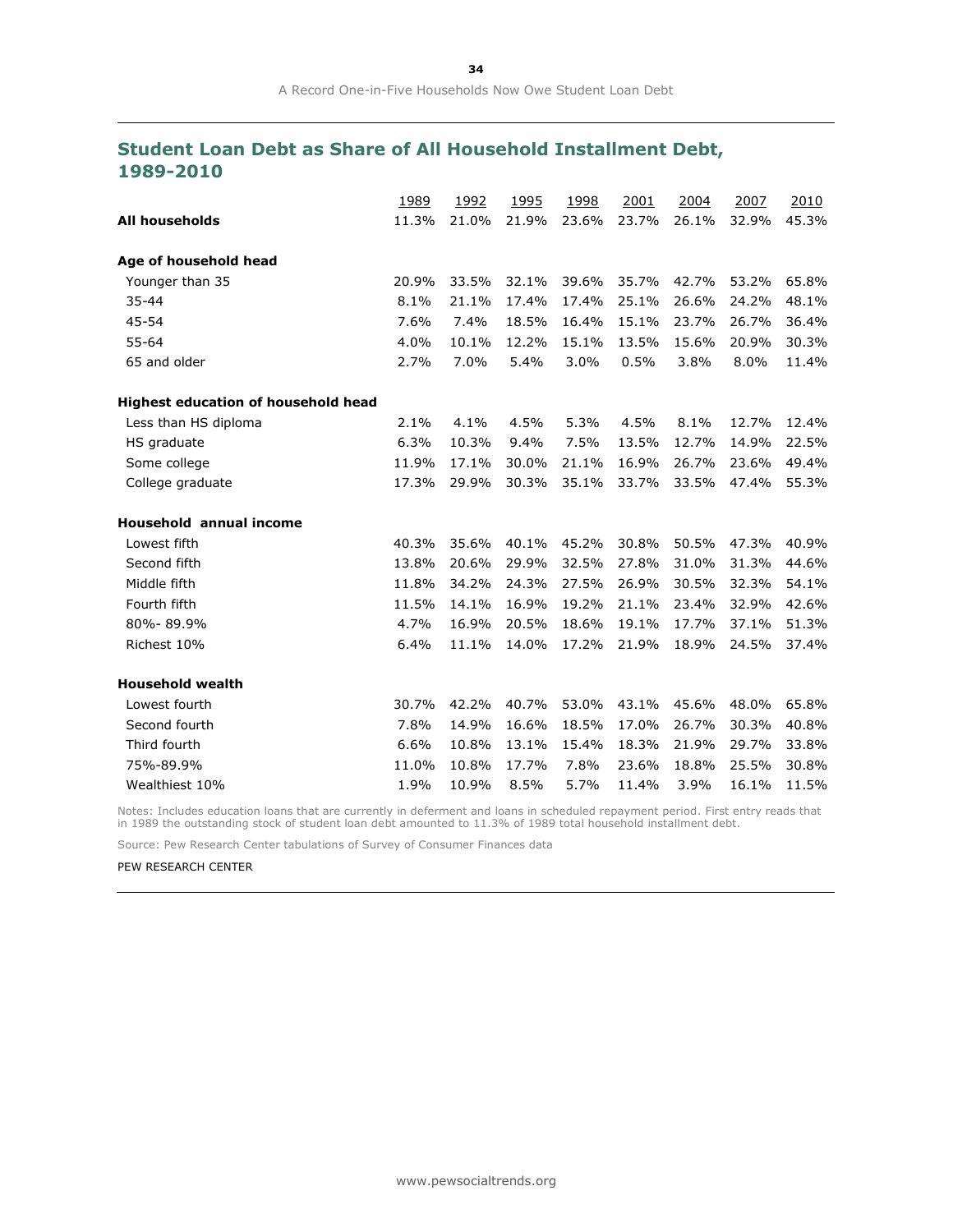## Student Loan Debt as Share of All Household Installment Debt, 1989-2010

| | 1989 | 1992 | 1995 | 1998 | 2001 | 2004 | 2007 | 2010 |
|---|---|---|---|---|---|---|---|---|
| **All households** | 11.3% | 21.0% | 21.9% | 23.6% | 23.7% | 26.1% | 32.9% | 45.3% |
| **Age of household head** | | | | | | | | |
| Younger than 35 | 20.9% | 33.5% | 32.1% | 39.6% | 35.7% | 42.7% | 53.2% | 65.8% |
| 35-44 | 8.1% | 21.1% | 17.4% | 17.4% | 25.1% | 26.6% | 24.2% | 48.1% |
| 45-54 | 7.6% | 7.4% | 18.5% | 16.4% | 15.1% | 23.7% | 26.7% | 36.4% |
| 55-64 | 4.0% | 10.1% | 12.2% | 15.1% | 13.5% | 15.6% | 20.9% | 30.3% |
| 65 and older | 2.7% | 7.0% | 5.4% | 3.0% | 0.5% | 3.8% | 8.0% | 11.4% |
| **Highest education of household head** | | | | | | | | |
| Less than HS diploma | 2.1% | 4.1% | 4.5% | 5.3% | 4.5% | 8.1% | 12.7% | 12.4% |
| HS graduate | 6.3% | 10.3% | 9.4% | 7.5% | 13.5% | 12.7% | 14.9% | 22.5% |
| Some college | 11.9% | 17.1% | 30.0% | 21.1% | 16.9% | 26.7% | 23.6% | 49.4% |
| College graduate | 17.3% | 29.9% | 30.3% | 35.1% | 33.7% | 33.5% | 47.4% | 55.3% |
| **Household annual income** | | | | | | | | |
| Lowest fifth | 40.3% | 35.6% | 40.1% | 45.2% | 30.8% | 50.5% | 47.3% | 40.9% |
| Second fifth | 13.8% | 20.6% | 29.9% | 32.5% | 27.8% | 31.0% | 31.3% | 44.6% |
| Middle fifth | 11.8% | 34.2% | 24.3% | 27.5% | 26.9% | 30.5% | 32.3% | 54.1% |
| Fourth fifth | 11.5% | 14.1% | 16.9% | 19.2% | 21.1% | 23.4% | 32.9% | 42.6% |
| 80%- 89.9% | 4.7% | 16.9% | 20.5% | 18.6% | 19.1% | 17.7% | 37.1% | 51.3% |
| Richest 10% | 6.4% | 11.1% | 14.0% | 17.2% | 21.9% | 18.9% | 24.5% | 37.4% |
| **Household wealth** | | | | | | | | |
| Lowest fourth | 30.7% | 42.2% | 40.7% | 53.0% | 43.1% | 45.6% | 48.0% | 65.8% |
| Second fourth | 7.8% | 14.9% | 16.6% | 18.5% | 17.0% | 26.7% | 30.3% | 40.8% |
| Third fourth | 6.6% | 10.8% | 13.1% | 15.4% | 18.3% | 21.9% | 29.7% | 33.8% |
| 75%-89.9% | 11.0% | 10.8% | 17.7% | 7.8% | 23.6% | 18.8% | 25.5% | 30.8% |
| Wealthiest 10% | 1.9% | 10.9% | 8.5% | 5.7% | 11.4% | 3.9% | 16.1% | 11.5% |

Notes: Includes education loans that are currently in deferment and loans in scheduled repayment period. First entry reads that in 1989 the outstanding stock of student loan debt amounted to 11.3% of 1989 total household installment debt.

Source: Pew Research Center tabulations of Survey of Consumer Finances data

PEW RESEARCH CENTER